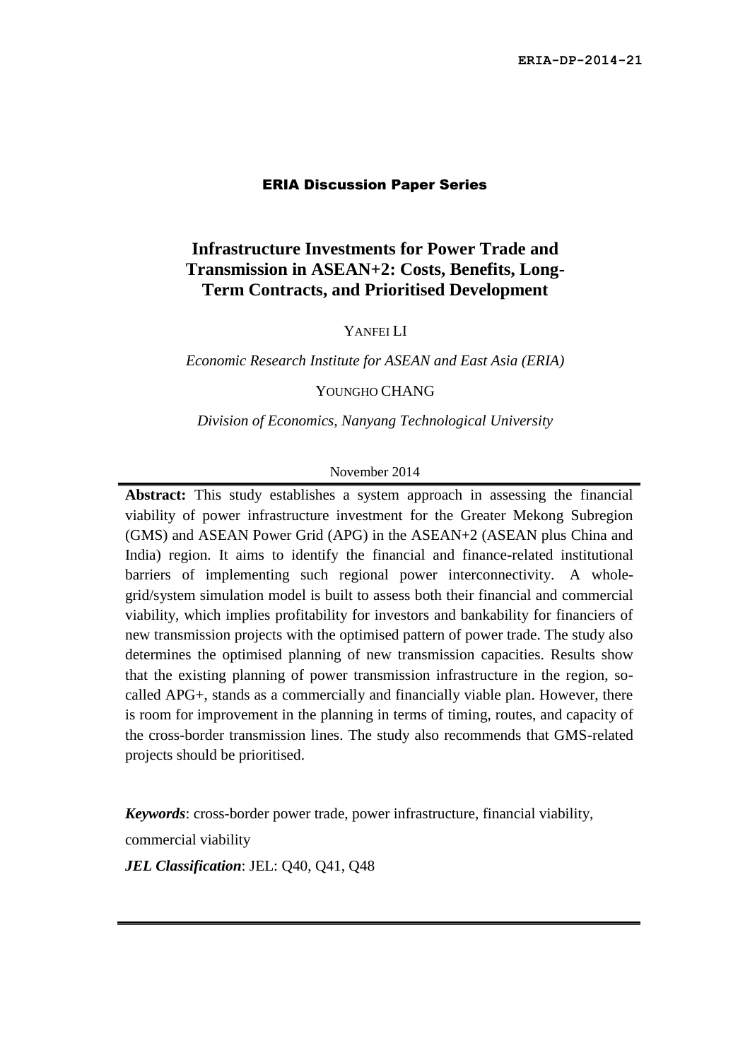ERIA-DP-2014-21

ERIA Discussion Paper Series

# Infrastructure Investments for Power Trade and Transmission in ASEAN+2: Costs, Benefits, Long-Term Contracts, and Prioritised Development

YANFEI LI

*Economic Research Institute for ASEAN and East Asia (ERIA)*

YOUNGHO CHANG

*Division of Economics, Nanyang Technological University*

November 2014

**Abstract:** This study establishes a system approach in assessing the financial viability of power infrastructure investment for the Greater Mekong Subregion (GMS) and ASEAN Power Grid (APG) in the ASEAN+2 (ASEAN plus China and India) region. It aims to identify the financial and finance-related institutional barriers of implementing such regional power interconnectivity. A whole-grid/system simulation model is built to assess both their financial and commercial viability, which implies profitability for investors and bankability for financiers of new transmission projects with the optimised pattern of power trade. The study also determines the optimised planning of new transmission capacities. Results show that the existing planning of power transmission infrastructure in the region, so-called APG+, stands as a commercially and financially viable plan. However, there is room for improvement in the planning in terms of timing, routes, and capacity of the cross-border transmission lines. The study also recommends that GMS-related projects should be prioritised.

***Keywords***: cross-border power trade, power infrastructure, financial viability, commercial viability

***JEL Classification***: JEL: Q40, Q41, Q48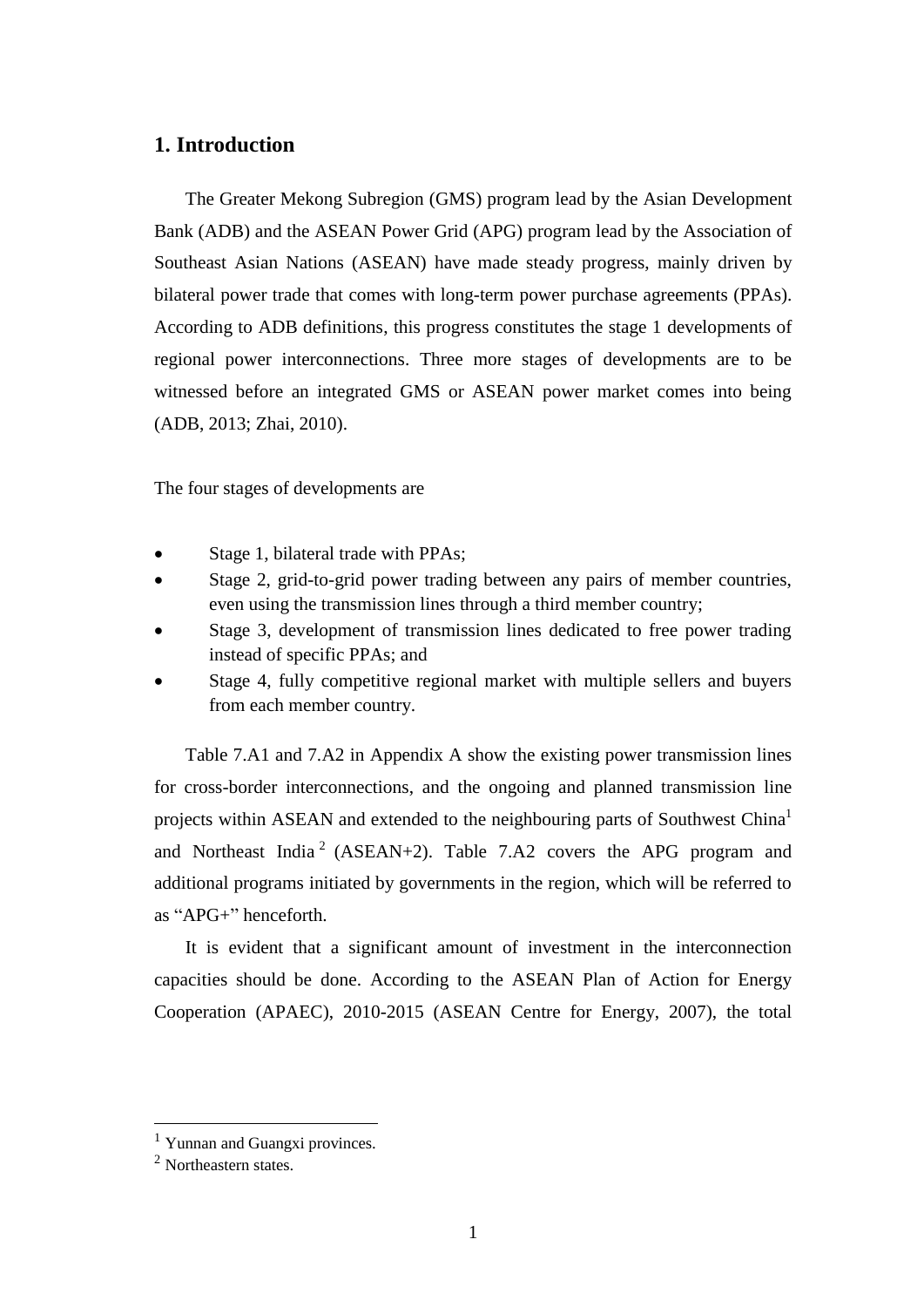## 1. Introduction

The Greater Mekong Subregion (GMS) program lead by the Asian Development Bank (ADB) and the ASEAN Power Grid (APG) program lead by the Association of Southeast Asian Nations (ASEAN) have made steady progress, mainly driven by bilateral power trade that comes with long-term power purchase agreements (PPAs). According to ADB definitions, this progress constitutes the stage 1 developments of regional power interconnections. Three more stages of developments are to be witnessed before an integrated GMS or ASEAN power market comes into being (ADB, 2013; Zhai, 2010).

The four stages of developments are

- Stage 1, bilateral trade with PPAs;
- Stage 2, grid-to-grid power trading between any pairs of member countries, even using the transmission lines through a third member country;
- Stage 3, development of transmission lines dedicated to free power trading instead of specific PPAs; and
- Stage 4, fully competitive regional market with multiple sellers and buyers from each member country.

Table 7.A1 and 7.A2 in Appendix A show the existing power transmission lines for cross-border interconnections, and the ongoing and planned transmission line projects within ASEAN and extended to the neighbouring parts of Southwest China[1] and Northeast India[2] (ASEAN+2). Table 7.A2 covers the APG program and additional programs initiated by governments in the region, which will be referred to as "APG+" henceforth.

It is evident that a significant amount of investment in the interconnection capacities should be done. According to the ASEAN Plan of Action for Energy Cooperation (APAEC), 2010-2015 (ASEAN Centre for Energy, 2007), the total

---

[1] Yunnan and Guangxi provinces.

[2] Northeastern states.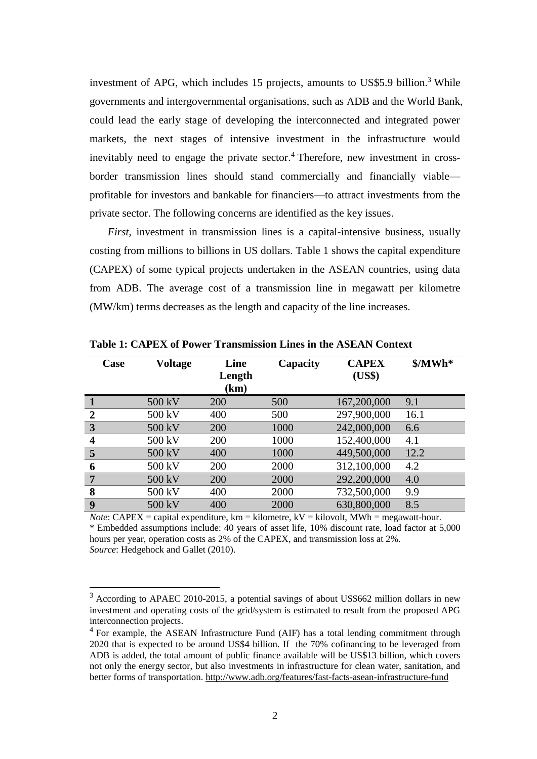investment of APG, which includes 15 projects, amounts to US$5.9 billion.[3] While governments and intergovernmental organisations, such as ADB and the World Bank, could lead the early stage of developing the interconnected and integrated power markets, the next stages of intensive investment in the infrastructure would inevitably need to engage the private sector.[4] Therefore, new investment in cross-border transmission lines should stand commercially and financially viable—profitable for investors and bankable for financiers—to attract investments from the private sector. The following concerns are identified as the key issues.

*First*, investment in transmission lines is a capital-intensive business, usually costing from millions to billions in US dollars. Table 1 shows the capital expenditure (CAPEX) of some typical projects undertaken in the ASEAN countries, using data from ADB. The average cost of a transmission line in megawatt per kilometre (MW/km) terms decreases as the length and capacity of the line increases.

**Table 1: CAPEX of Power Transmission Lines in the ASEAN Context**

| Case | Voltage | Line Length (km) | Capacity | CAPEX (US$) | $/MWh* |
|---|---|---|---|---|---|
| **1** | 500 kV | 200 | 500 | 167,200,000 | 9.1 |
| **2** | 500 kV | 400 | 500 | 297,900,000 | 16.1 |
| **3** | 500 kV | 200 | 1000 | 242,000,000 | 6.6 |
| **4** | 500 kV | 200 | 1000 | 152,400,000 | 4.1 |
| **5** | 500 kV | 400 | 1000 | 449,500,000 | 12.2 |
| **6** | 500 kV | 200 | 2000 | 312,100,000 | 4.2 |
| **7** | 500 kV | 200 | 2000 | 292,200,000 | 4.0 |
| **8** | 500 kV | 400 | 2000 | 732,500,000 | 9.9 |
| **9** | 500 kV | 400 | 2000 | 630,800,000 | 8.5 |

*Note*: CAPEX = capital expenditure, km = kilometre, kV = kilovolt, MWh = megawatt-hour.
* Embedded assumptions include: 40 years of asset life, 10% discount rate, load factor at 5,000 hours per year, operation costs as 2% of the CAPEX, and transmission loss at 2%.
*Source*: Hedgehock and Gallet (2010).

[3] According to APAEC 2010-2015, a potential savings of about US$662 million dollars in new investment and operating costs of the grid/system is estimated to result from the proposed APG interconnection projects.

[4] For example, the ASEAN Infrastructure Fund (AIF) has a total lending commitment through 2020 that is expected to be around US$4 billion. If the 70% cofinancing to be leveraged from ADB is added, the total amount of public finance available will be US$13 billion, which covers not only the energy sector, but also investments in infrastructure for clean water, sanitation, and better forms of transportation. http://www.adb.org/features/fast-facts-asean-infrastructure-fund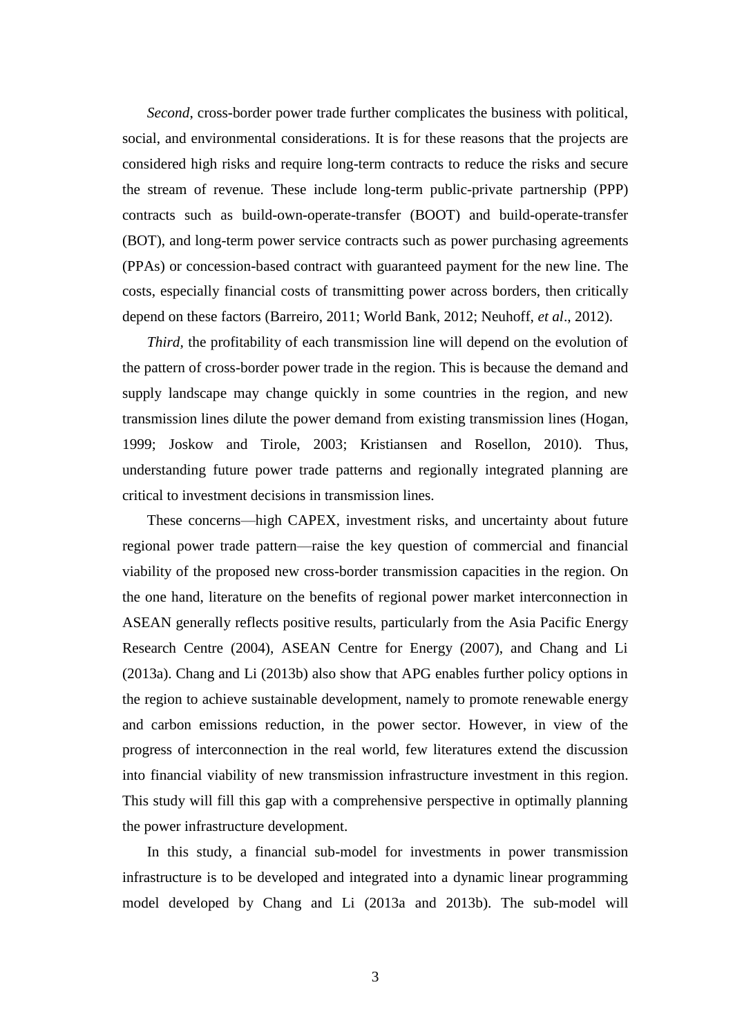*Second*, cross-border power trade further complicates the business with political, social, and environmental considerations. It is for these reasons that the projects are considered high risks and require long-term contracts to reduce the risks and secure the stream of revenue. These include long-term public-private partnership (PPP) contracts such as build-own-operate-transfer (BOOT) and build-operate-transfer (BOT), and long-term power service contracts such as power purchasing agreements (PPAs) or concession-based contract with guaranteed payment for the new line. The costs, especially financial costs of transmitting power across borders, then critically depend on these factors (Barreiro, 2011; World Bank, 2012; Neuhoff, *et al*., 2012).

*Third*, the profitability of each transmission line will depend on the evolution of the pattern of cross-border power trade in the region. This is because the demand and supply landscape may change quickly in some countries in the region, and new transmission lines dilute the power demand from existing transmission lines (Hogan, 1999; Joskow and Tirole, 2003; Kristiansen and Rosellon, 2010). Thus, understanding future power trade patterns and regionally integrated planning are critical to investment decisions in transmission lines.

These concerns—high CAPEX, investment risks, and uncertainty about future regional power trade pattern—raise the key question of commercial and financial viability of the proposed new cross-border transmission capacities in the region. On the one hand, literature on the benefits of regional power market interconnection in ASEAN generally reflects positive results, particularly from the Asia Pacific Energy Research Centre (2004), ASEAN Centre for Energy (2007), and Chang and Li (2013a). Chang and Li (2013b) also show that APG enables further policy options in the region to achieve sustainable development, namely to promote renewable energy and carbon emissions reduction, in the power sector. However, in view of the progress of interconnection in the real world, few literatures extend the discussion into financial viability of new transmission infrastructure investment in this region. This study will fill this gap with a comprehensive perspective in optimally planning the power infrastructure development.

In this study, a financial sub-model for investments in power transmission infrastructure is to be developed and integrated into a dynamic linear programming model developed by Chang and Li (2013a and 2013b). The sub-model will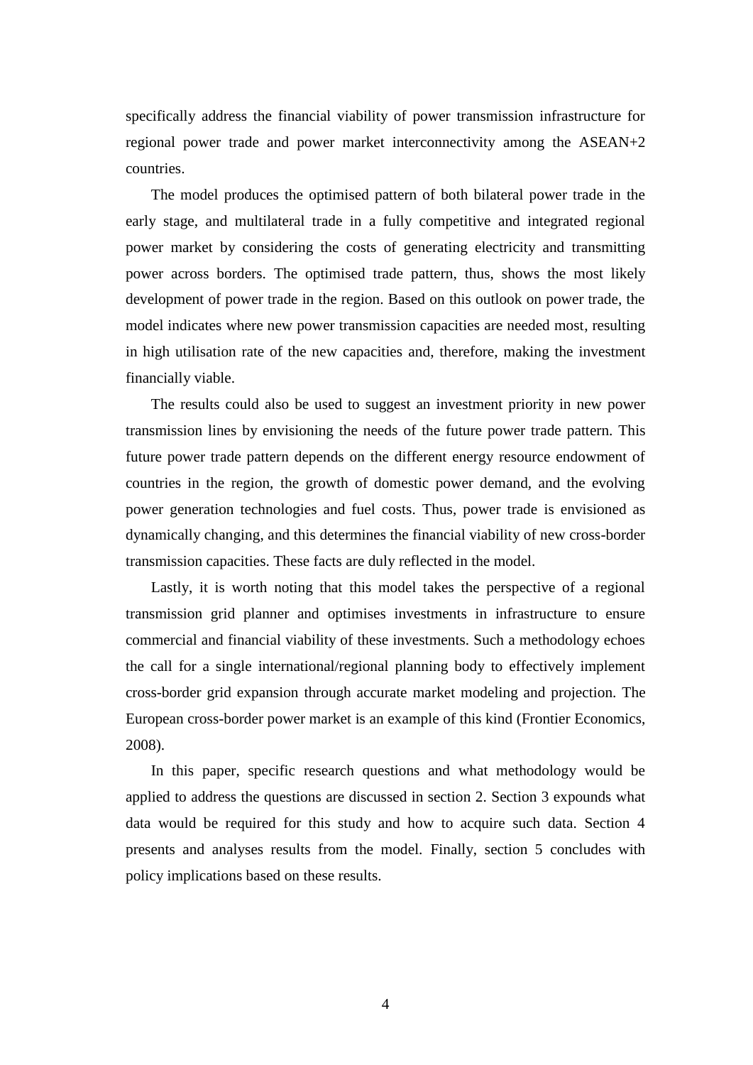specifically address the financial viability of power transmission infrastructure for regional power trade and power market interconnectivity among the ASEAN+2 countries.

The model produces the optimised pattern of both bilateral power trade in the early stage, and multilateral trade in a fully competitive and integrated regional power market by considering the costs of generating electricity and transmitting power across borders. The optimised trade pattern, thus, shows the most likely development of power trade in the region. Based on this outlook on power trade, the model indicates where new power transmission capacities are needed most, resulting in high utilisation rate of the new capacities and, therefore, making the investment financially viable.

The results could also be used to suggest an investment priority in new power transmission lines by envisioning the needs of the future power trade pattern. This future power trade pattern depends on the different energy resource endowment of countries in the region, the growth of domestic power demand, and the evolving power generation technologies and fuel costs. Thus, power trade is envisioned as dynamically changing, and this determines the financial viability of new cross-border transmission capacities. These facts are duly reflected in the model.

Lastly, it is worth noting that this model takes the perspective of a regional transmission grid planner and optimises investments in infrastructure to ensure commercial and financial viability of these investments. Such a methodology echoes the call for a single international/regional planning body to effectively implement cross-border grid expansion through accurate market modeling and projection. The European cross-border power market is an example of this kind (Frontier Economics, 2008).

In this paper, specific research questions and what methodology would be applied to address the questions are discussed in section 2. Section 3 expounds what data would be required for this study and how to acquire such data. Section 4 presents and analyses results from the model. Finally, section 5 concludes with policy implications based on these results.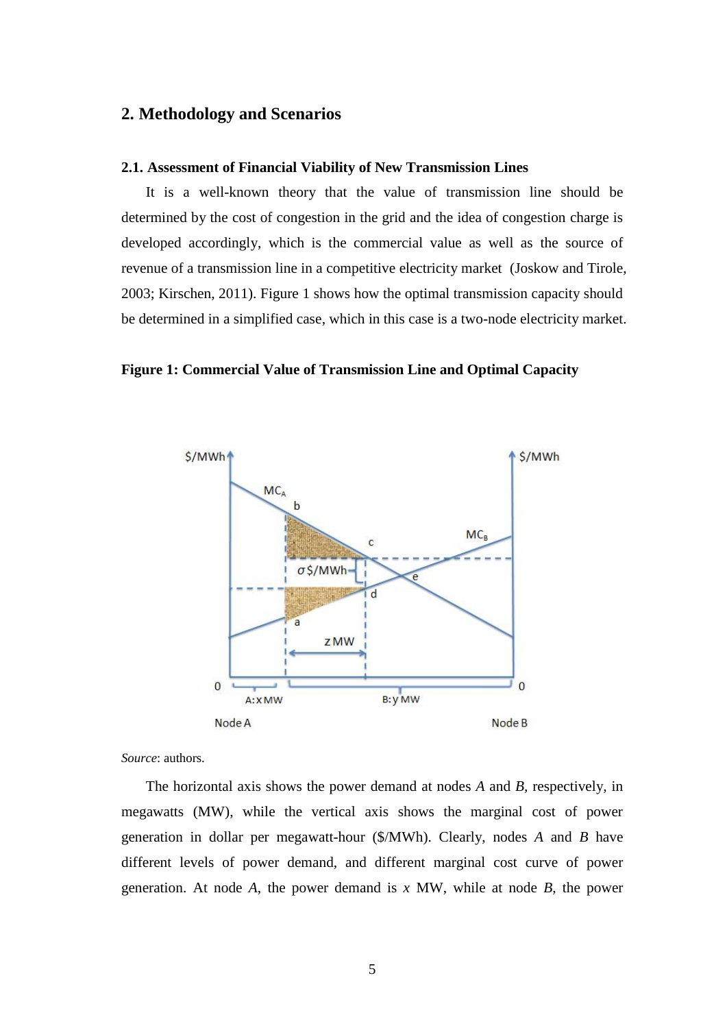## 2. Methodology and Scenarios

### 2.1. Assessment of Financial Viability of New Transmission Lines

It is a well-known theory that the value of transmission line should be determined by the cost of congestion in the grid and the idea of congestion charge is developed accordingly, which is the commercial value as well as the source of revenue of a transmission line in a competitive electricity market (Joskow and Tirole, 2003; Kirschen, 2011). Figure 1 shows how the optimal transmission capacity should be determined in a simplified case, which in this case is a two-node electricity market.

**Figure 1: Commercial Value of Transmission Line and Optimal Capacity**

*Source*: authors.

The horizontal axis shows the power demand at nodes *A* and *B*, respectively, in megawatts (MW), while the vertical axis shows the marginal cost of power generation in dollar per megawatt-hour ($/MWh). Clearly, nodes *A* and *B* have different levels of power demand, and different marginal cost curve of power generation. At node *A*, the power demand is *x* MW, while at node *B*, the power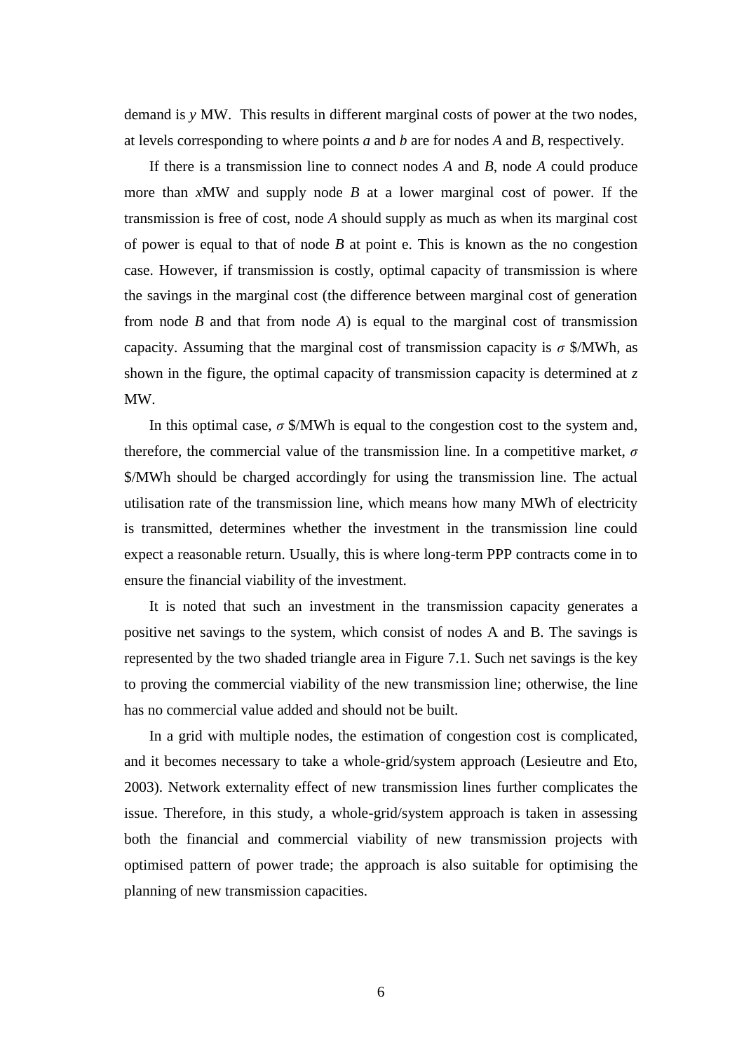demand is $y$ MW. This results in different marginal costs of power at the two nodes, at levels corresponding to where points $a$ and $b$ are for nodes $A$ and $B$, respectively.

If there is a transmission line to connect nodes $A$ and $B$, node $A$ could produce more than $x$MW and supply node $B$ at a lower marginal cost of power. If the transmission is free of cost, node $A$ should supply as much as when its marginal cost of power is equal to that of node $B$ at point e. This is known as the no congestion case. However, if transmission is costly, optimal capacity of transmission is where the savings in the marginal cost (the difference between marginal cost of generation from node $B$ and that from node $A$) is equal to the marginal cost of transmission capacity. Assuming that the marginal cost of transmission capacity is $\sigma$ \$/MWh, as shown in the figure, the optimal capacity of transmission capacity is determined at $z$ MW.

In this optimal case, $\sigma$ \$/MWh is equal to the congestion cost to the system and, therefore, the commercial value of the transmission line. In a competitive market, $\sigma$ \$/MWh should be charged accordingly for using the transmission line. The actual utilisation rate of the transmission line, which means how many MWh of electricity is transmitted, determines whether the investment in the transmission line could expect a reasonable return. Usually, this is where long-term PPP contracts come in to ensure the financial viability of the investment.

It is noted that such an investment in the transmission capacity generates a positive net savings to the system, which consist of nodes A and B. The savings is represented by the two shaded triangle area in Figure 7.1. Such net savings is the key to proving the commercial viability of the new transmission line; otherwise, the line has no commercial value added and should not be built.

In a grid with multiple nodes, the estimation of congestion cost is complicated, and it becomes necessary to take a whole-grid/system approach (Lesieutre and Eto, 2003). Network externality effect of new transmission lines further complicates the issue. Therefore, in this study, a whole-grid/system approach is taken in assessing both the financial and commercial viability of new transmission projects with optimised pattern of power trade; the approach is also suitable for optimising the planning of new transmission capacities.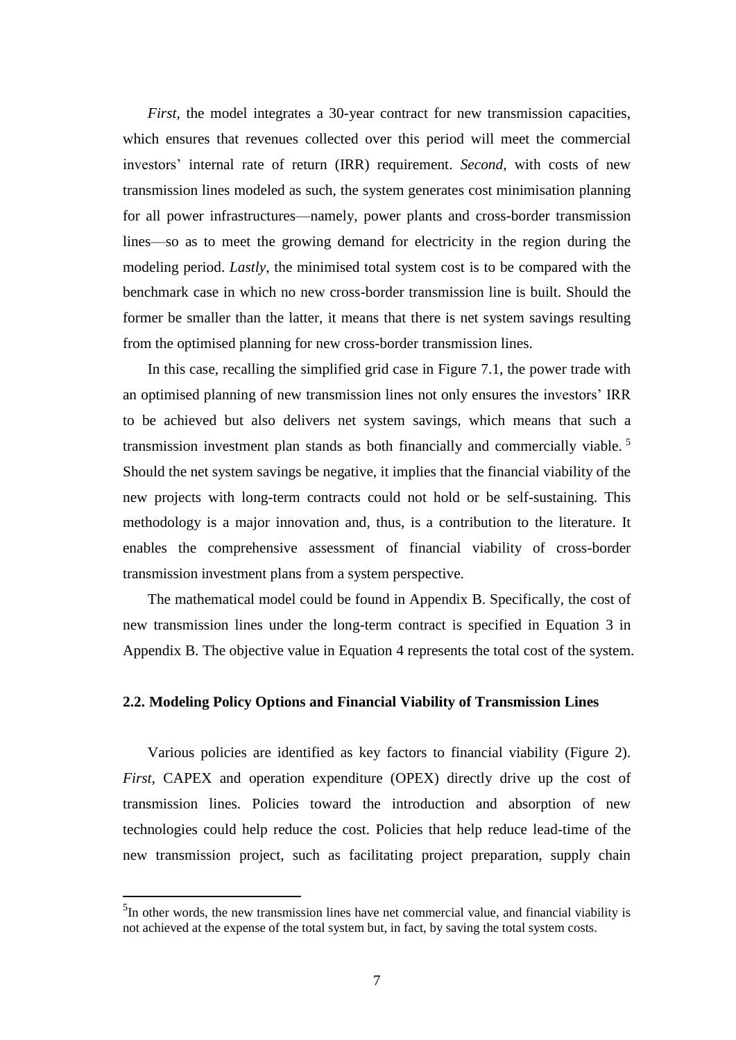*First*, the model integrates a 30-year contract for new transmission capacities, which ensures that revenues collected over this period will meet the commercial investors' internal rate of return (IRR) requirement. *Second*, with costs of new transmission lines modeled as such, the system generates cost minimisation planning for all power infrastructures—namely, power plants and cross-border transmission lines—so as to meet the growing demand for electricity in the region during the modeling period. *Lastly*, the minimised total system cost is to be compared with the benchmark case in which no new cross-border transmission line is built. Should the former be smaller than the latter, it means that there is net system savings resulting from the optimised planning for new cross-border transmission lines.

In this case, recalling the simplified grid case in Figure 7.1, the power trade with an optimised planning of new transmission lines not only ensures the investors' IRR to be achieved but also delivers net system savings, which means that such a transmission investment plan stands as both financially and commercially viable. [5] Should the net system savings be negative, it implies that the financial viability of the new projects with long-term contracts could not hold or be self-sustaining. This methodology is a major innovation and, thus, is a contribution to the literature. It enables the comprehensive assessment of financial viability of cross-border transmission investment plans from a system perspective.

The mathematical model could be found in Appendix B. Specifically, the cost of new transmission lines under the long-term contract is specified in Equation 3 in Appendix B. The objective value in Equation 4 represents the total cost of the system.

### 2.2. Modeling Policy Options and Financial Viability of Transmission Lines

Various policies are identified as key factors to financial viability (Figure 2). *First*, CAPEX and operation expenditure (OPEX) directly drive up the cost of transmission lines. Policies toward the introduction and absorption of new technologies could help reduce the cost. Policies that help reduce lead-time of the new transmission project, such as facilitating project preparation, supply chain

[5] In other words, the new transmission lines have net commercial value, and financial viability is not achieved at the expense of the total system but, in fact, by saving the total system costs.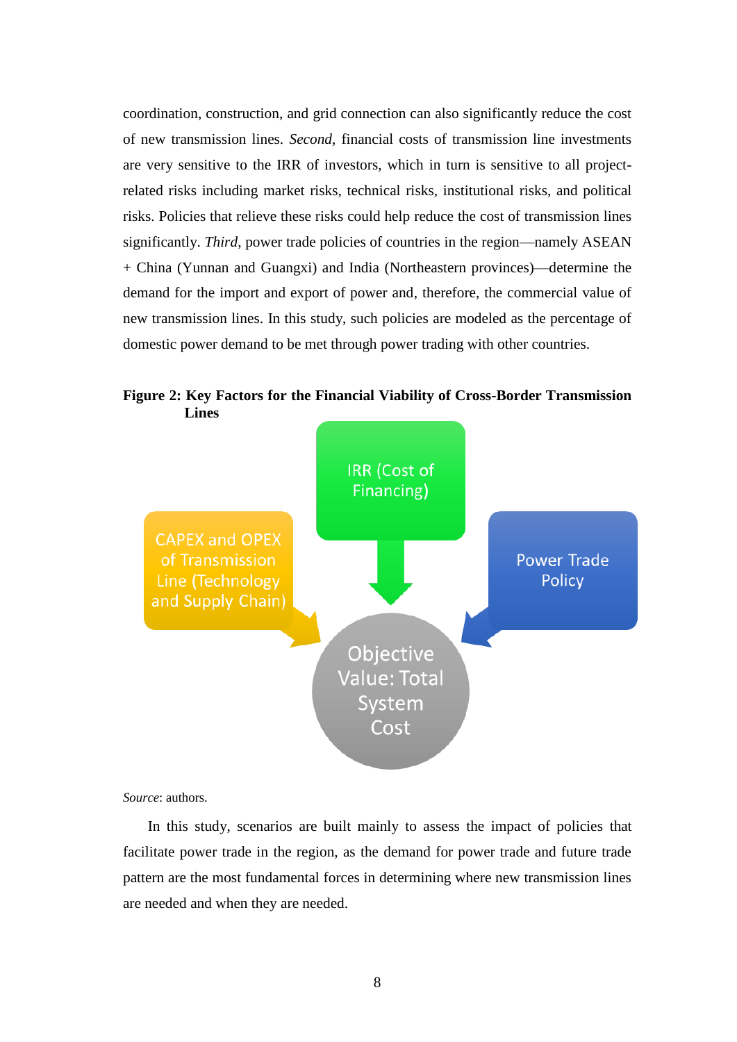coordination, construction, and grid connection can also significantly reduce the cost of new transmission lines. *Second*, financial costs of transmission line investments are very sensitive to the IRR of investors, which in turn is sensitive to all project-related risks including market risks, technical risks, institutional risks, and political risks. Policies that relieve these risks could help reduce the cost of transmission lines significantly. *Third*, power trade policies of countries in the region—namely ASEAN + China (Yunnan and Guangxi) and India (Northeastern provinces)—determine the demand for the import and export of power and, therefore, the commercial value of new transmission lines. In this study, such policies are modeled as the percentage of domestic power demand to be met through power trading with other countries.

**Figure 2: Key Factors for the Financial Viability of Cross-Border Transmission Lines**

IRR (Cost of Financing)

CAPEX and OPEX of Transmission Line (Technology and Supply Chain)

Power Trade Policy

Objective Value: Total System Cost

*Source*: authors.

In this study, scenarios are built mainly to assess the impact of policies that facilitate power trade in the region, as the demand for power trade and future trade pattern are the most fundamental forces in determining where new transmission lines are needed and when they are needed.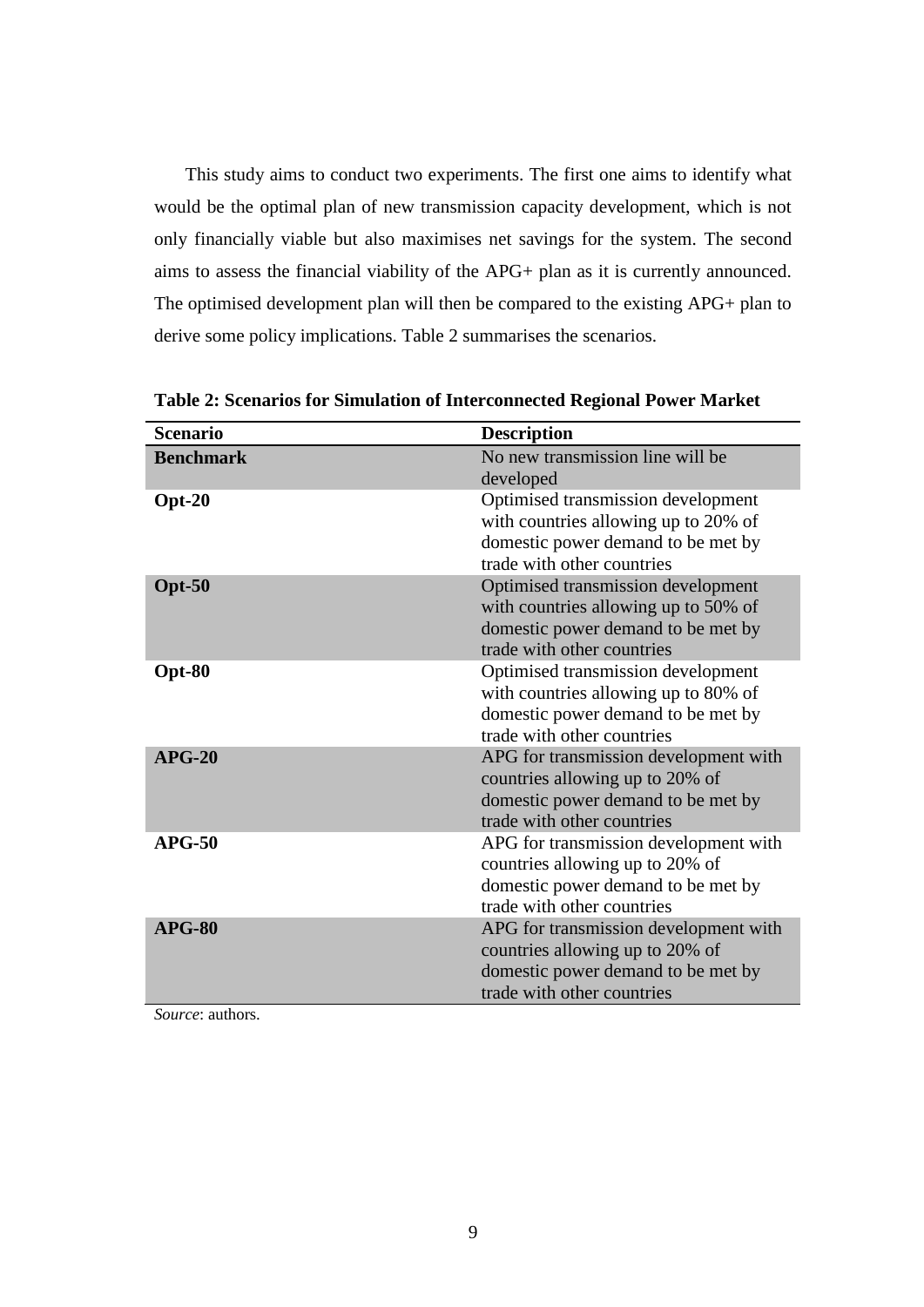This study aims to conduct two experiments. The first one aims to identify what would be the optimal plan of new transmission capacity development, which is not only financially viable but also maximises net savings for the system. The second aims to assess the financial viability of the APG+ plan as it is currently announced. The optimised development plan will then be compared to the existing APG+ plan to derive some policy implications. Table 2 summarises the scenarios.

**Table 2: Scenarios for Simulation of Interconnected Regional Power Market**

| Scenario | Description |
|---|---|
| **Benchmark** | No new transmission line will be developed |
| **Opt-20** | Optimised transmission development with countries allowing up to 20% of domestic power demand to be met by trade with other countries |
| **Opt-50** | Optimised transmission development with countries allowing up to 50% of domestic power demand to be met by trade with other countries |
| **Opt-80** | Optimised transmission development with countries allowing up to 80% of domestic power demand to be met by trade with other countries |
| **APG-20** | APG for transmission development with countries allowing up to 20% of domestic power demand to be met by trade with other countries |
| **APG-50** | APG for transmission development with countries allowing up to 20% of domestic power demand to be met by trade with other countries |
| **APG-80** | APG for transmission development with countries allowing up to 20% of domestic power demand to be met by trade with other countries |

*Source*: authors.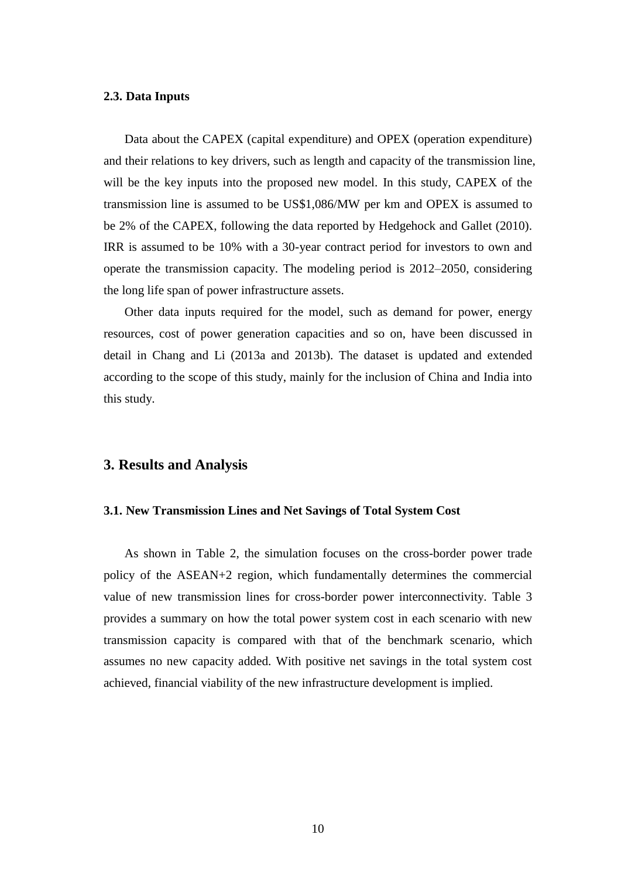### 2.3. Data Inputs

Data about the CAPEX (capital expenditure) and OPEX (operation expenditure) and their relations to key drivers, such as length and capacity of the transmission line, will be the key inputs into the proposed new model. In this study, CAPEX of the transmission line is assumed to be US$1,086/MW per km and OPEX is assumed to be 2% of the CAPEX, following the data reported by Hedgehock and Gallet (2010). IRR is assumed to be 10% with a 30-year contract period for investors to own and operate the transmission capacity. The modeling period is 2012–2050, considering the long life span of power infrastructure assets.

Other data inputs required for the model, such as demand for power, energy resources, cost of power generation capacities and so on, have been discussed in detail in Chang and Li (2013a and 2013b). The dataset is updated and extended according to the scope of this study, mainly for the inclusion of China and India into this study.

## 3. Results and Analysis

### 3.1. New Transmission Lines and Net Savings of Total System Cost

As shown in Table 2, the simulation focuses on the cross-border power trade policy of the ASEAN+2 region, which fundamentally determines the commercial value of new transmission lines for cross-border power interconnectivity. Table 3 provides a summary on how the total power system cost in each scenario with new transmission capacity is compared with that of the benchmark scenario, which assumes no new capacity added. With positive net savings in the total system cost achieved, financial viability of the new infrastructure development is implied.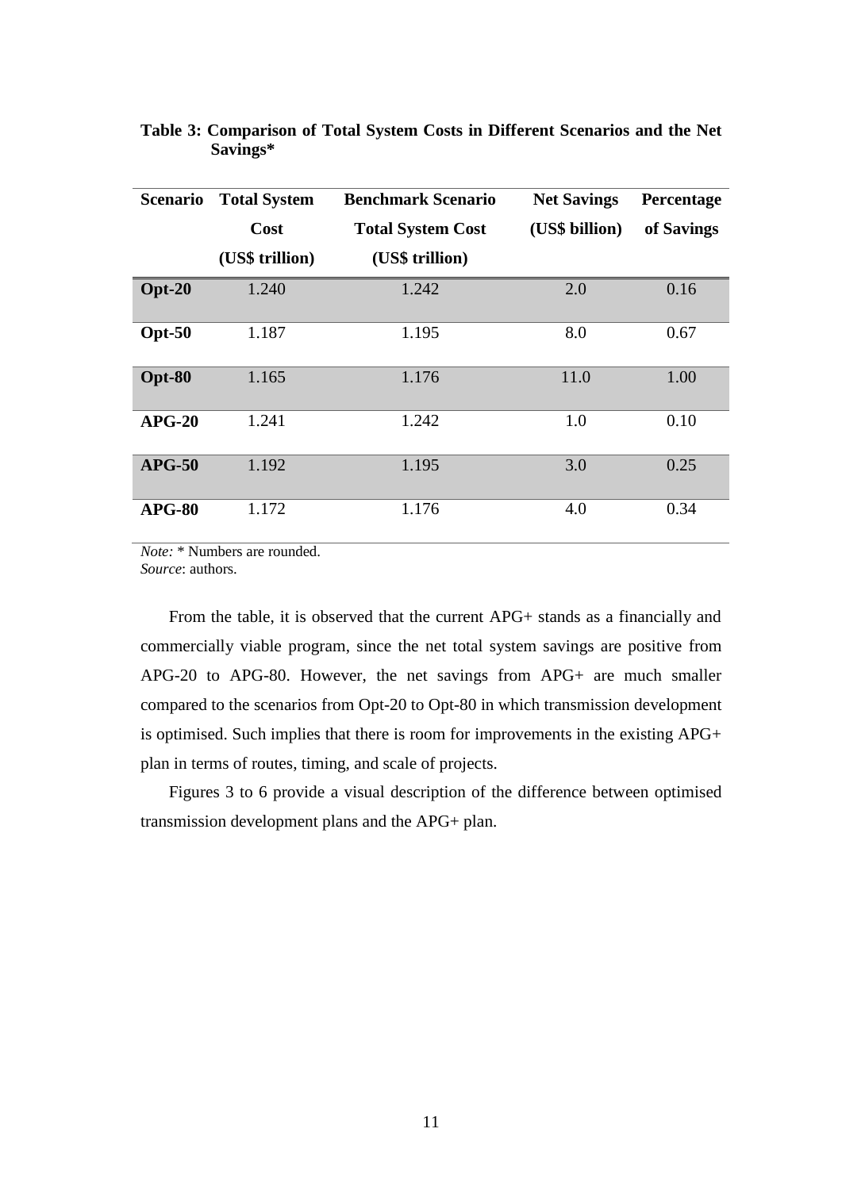**Table 3: Comparison of Total System Costs in Different Scenarios and the Net Savings***

| Scenario | Total System Cost (US$ trillion) | Benchmark Scenario Total System Cost (US$ trillion) | Net Savings (US$ billion) | Percentage of Savings |
|---|---|---|---|---|
| **Opt-20** | 1.240 | 1.242 | 2.0 | 0.16 |
| **Opt-50** | 1.187 | 1.195 | 8.0 | 0.67 |
| **Opt-80** | 1.165 | 1.176 | 11.0 | 1.00 |
| **APG-20** | 1.241 | 1.242 | 1.0 | 0.10 |
| **APG-50** | 1.192 | 1.195 | 3.0 | 0.25 |
| **APG-80** | 1.172 | 1.176 | 4.0 | 0.34 |

*Note:* * Numbers are rounded.
*Source*: authors.

From the table, it is observed that the current APG+ stands as a financially and commercially viable program, since the net total system savings are positive from APG-20 to APG-80. However, the net savings from APG+ are much smaller compared to the scenarios from Opt-20 to Opt-80 in which transmission development is optimised. Such implies that there is room for improvements in the existing APG+ plan in terms of routes, timing, and scale of projects.

Figures 3 to 6 provide a visual description of the difference between optimised transmission development plans and the APG+ plan.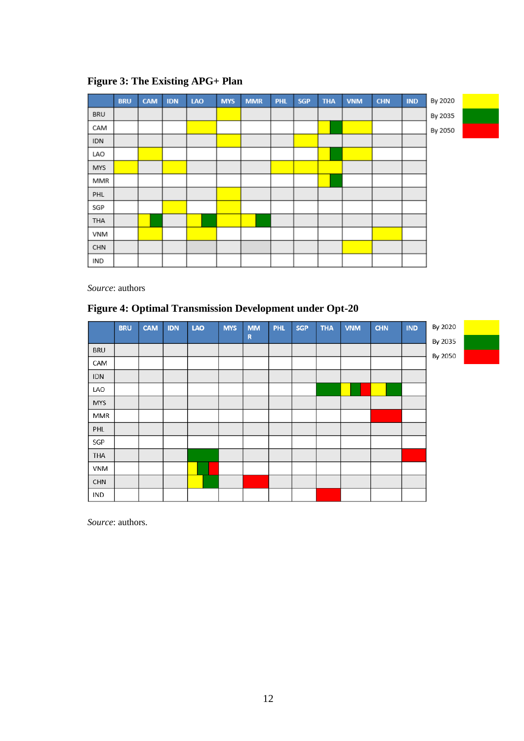**Figure 3: The Existing APG+ Plan**

| | BRU | CAM | IDN | LAO | MYS | MMR | PHL | SGP | THA | VNM | CHN | IND |
|---|---|---|---|---|---|---|---|---|---|---|---|---|
| BRU | | | | | | | | | | | | |
| CAM | | | | | | | | | | | | |
| IDN | | | | | | | | | | | | |
| LAO | | | | | | | | | | | | |
| MYS | | | | | | | | | | | | |
| MMR | | | | | | | | | | | | |
| PHL | | | | | | | | | | | | |
| SGP | | | | | | | | | | | | |
| THA | | | | | | | | | | | | |
| VNM | | | | | | | | | | | | |
| CHN | | | | | | | | | | | | |
| IND | | | | | | | | | | | | |

By 2020
By 2035
By 2050

*Source*: authors

**Figure 4: Optimal Transmission Development under Opt-20**

| | BRU | CAM | IDN | LAO | MYS | MMR | PHL | SGP | THA | VNM | CHN | IND |
|---|---|---|---|---|---|---|---|---|---|---|---|---|
| BRU | | | | | | | | | | | | |
| CAM | | | | | | | | | | | | |
| IDN | | | | | | | | | | | | |
| LAO | | | | | | | | | | | | |
| MYS | | | | | | | | | | | | |
| MMR | | | | | | | | | | | | |
| PHL | | | | | | | | | | | | |
| SGP | | | | | | | | | | | | |
| THA | | | | | | | | | | | | |
| VNM | | | | | | | | | | | | |
| CHN | | | | | | | | | | | | |
| IND | | | | | | | | | | | | |

By 2020
By 2035
By 2050

*Source*: authors.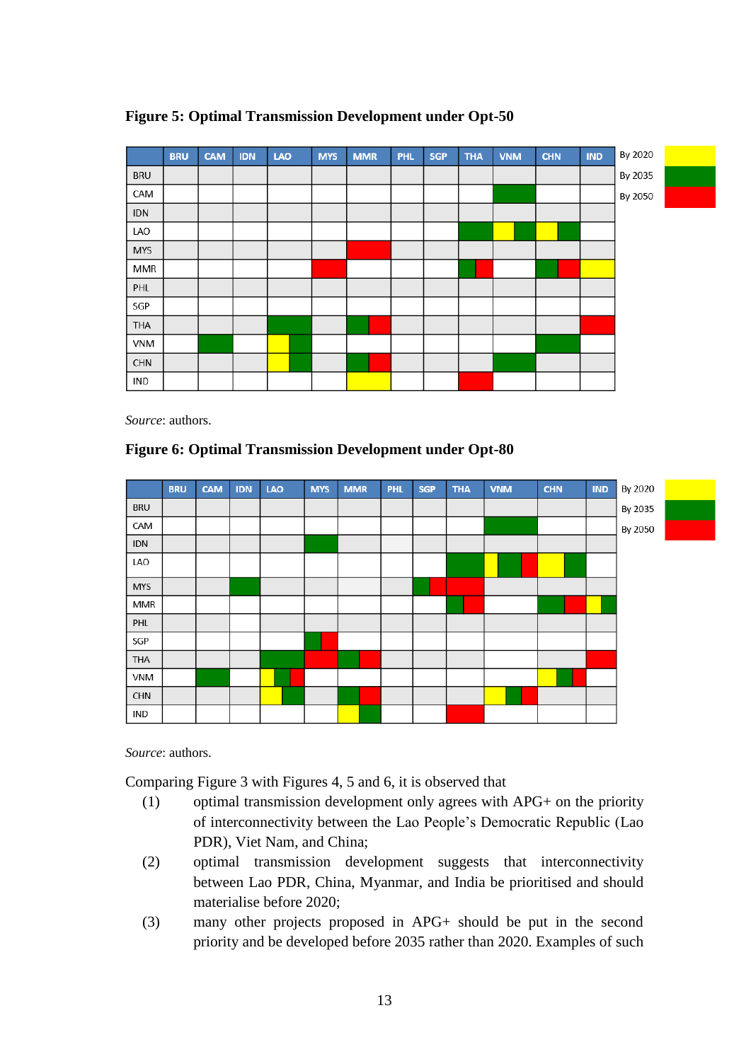**Figure 5: Optimal Transmission Development under Opt-50**

| | BRU | CAM | IDN | LAO | MYS | MMR | PHL | SGP | THA | VNM | CHN | IND |
|---|---|---|---|---|---|---|---|---|---|---|---|---|
| BRU | | | | | | | | | | | | |
| CAM | | | | | | | | | | By 2035 | | |
| IDN | | | | | | | | | | | | |
| LAO | | | | | | | | | By 2035 | By 2020, By 2035 | By 2020, By 2035 | |
| MYS | | | | | | By 2050 | | | | | | |
| MMR | | | | | By 2050 | | | | By 2035, By 2050 | | By 2035, By 2050 | By 2020 |
| PHL | | | | | | | | | | | | |
| SGP | | | | | | | | | | | | |
| THA | | | | By 2035 | | By 2035, By 2050 | | | | | | By 2050 |
| VNM | | By 2035 | | By 2020, By 2035 | | | | | | | By 2035 | |
| CHN | | | | By 2020, By 2035 | | By 2035, By 2050 | | | | By 2035 | | |
| IND | | | | | | By 2020 | | | By 2050 | | | |

Legend: By 2020 (yellow); By 2035 (green); By 2050 (red)

*Source*: authors.

**Figure 6: Optimal Transmission Development under Opt-80**

| | BRU | CAM | IDN | LAO | MYS | MMR | PHL | SGP | THA | VNM | CHN | IND |
|---|---|---|---|---|---|---|---|---|---|---|---|---|
| BRU | | | | | | | | | | | | |
| CAM | | | | | | | | | | By 2035 | | |
| IDN | | | | | By 2035 | | | | | | | |
| LAO | | | | | | | | | By 2035 | By 2020, By 2035, By 2050 | By 2020, By 2035 | |
| MYS | | | By 2035 | | | | | By 2035, By 2050 | By 2050 | | | |
| MMR | | | | | | | | | By 2035, By 2050 | | By 2035, By 2050 | By 2020, By 2035 |
| PHL | | | | | | | | | | | | |
| SGP | | | | | By 2035, By 2050 | | | | | | | |
| THA | | | | By 2035 | By 2050 | By 2035, By 2050 | | | | | | By 2050 |
| VNM | | By 2035 | | By 2020, By 2035, By 2050 | | | | | | | By 2020, By 2035, By 2050 | |
| CHN | | | | By 2020, By 2035 | | By 2035, By 2050 | | | | By 2020, By 2035, By 2050 | | |
| IND | | | | | | By 2020, By 2035 | | | By 2050 | | | |

Legend: By 2020 (yellow); By 2035 (green); By 2050 (red)

*Source*: authors.

Comparing Figure 3 with Figures 4, 5 and 6, it is observed that

(1) optimal transmission development only agrees with APG+ on the priority of interconnectivity between the Lao People's Democratic Republic (Lao PDR), Viet Nam, and China;

(2) optimal transmission development suggests that interconnectivity between Lao PDR, China, Myanmar, and India be prioritised and should materialise before 2020;

(3) many other projects proposed in APG+ should be put in the second priority and be developed before 2035 rather than 2020. Examples of such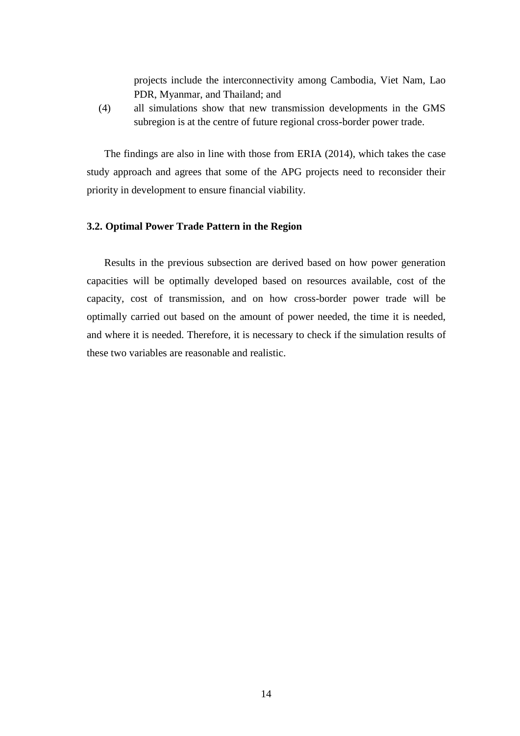projects include the interconnectivity among Cambodia, Viet Nam, Lao PDR, Myanmar, and Thailand; and

(4) all simulations show that new transmission developments in the GMS subregion is at the centre of future regional cross-border power trade.

The findings are also in line with those from ERIA (2014), which takes the case study approach and agrees that some of the APG projects need to reconsider their priority in development to ensure financial viability.

### 3.2. Optimal Power Trade Pattern in the Region

Results in the previous subsection are derived based on how power generation capacities will be optimally developed based on resources available, cost of the capacity, cost of transmission, and on how cross-border power trade will be optimally carried out based on the amount of power needed, the time it is needed, and where it is needed. Therefore, it is necessary to check if the simulation results of these two variables are reasonable and realistic.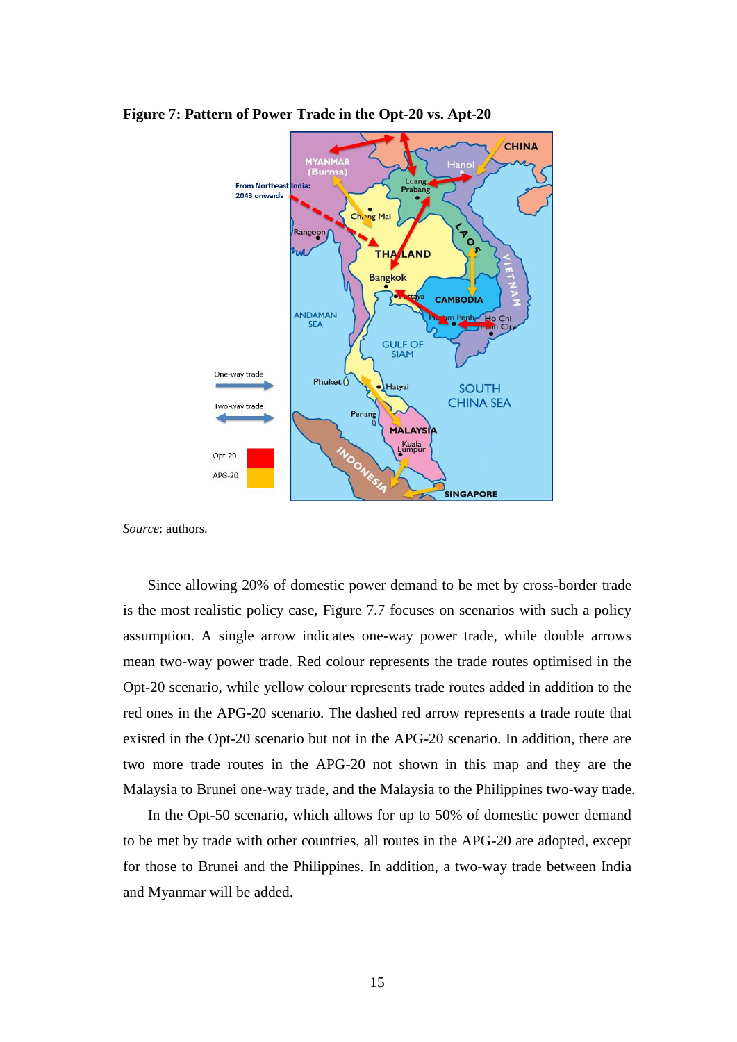**Figure 7: Pattern of Power Trade in the Opt-20 vs. Apt-20**

*Source*: authors.

Since allowing 20% of domestic power demand to be met by cross-border trade is the most realistic policy case, Figure 7.7 focuses on scenarios with such a policy assumption. A single arrow indicates one-way power trade, while double arrows mean two-way power trade. Red colour represents the trade routes optimised in the Opt-20 scenario, while yellow colour represents trade routes added in addition to the red ones in the APG-20 scenario. The dashed red arrow represents a trade route that existed in the Opt-20 scenario but not in the APG-20 scenario. In addition, there are two more trade routes in the APG-20 not shown in this map and they are the Malaysia to Brunei one-way trade, and the Malaysia to the Philippines two-way trade.

In the Opt-50 scenario, which allows for up to 50% of domestic power demand to be met by trade with other countries, all routes in the APG-20 are adopted, except for those to Brunei and the Philippines. In addition, a two-way trade between India and Myanmar will be added.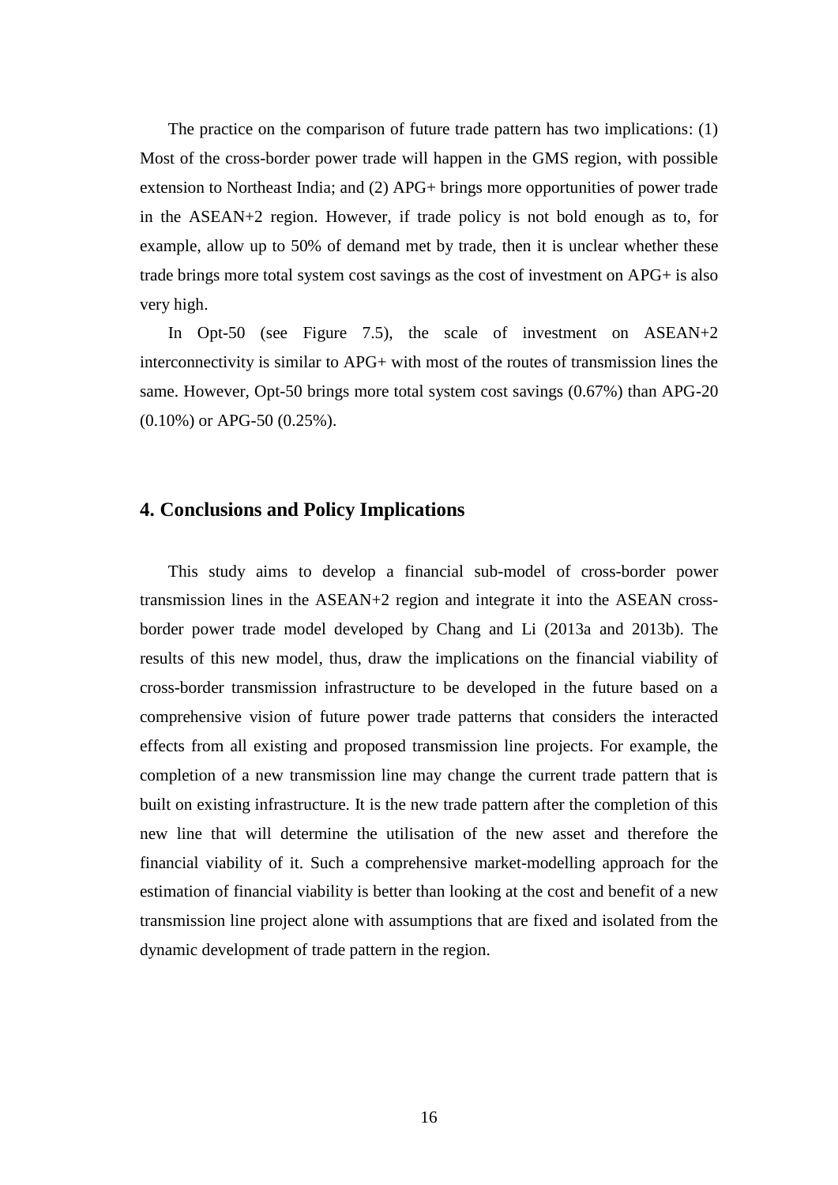The practice on the comparison of future trade pattern has two implications: (1) Most of the cross-border power trade will happen in the GMS region, with possible extension to Northeast India; and (2) APG+ brings more opportunities of power trade in the ASEAN+2 region. However, if trade policy is not bold enough as to, for example, allow up to 50% of demand met by trade, then it is unclear whether these trade brings more total system cost savings as the cost of investment on APG+ is also very high.

In Opt-50 (see Figure 7.5), the scale of investment on ASEAN+2 interconnectivity is similar to APG+ with most of the routes of transmission lines the same. However, Opt-50 brings more total system cost savings (0.67%) than APG-20 (0.10%) or APG-50 (0.25%).

## 4. Conclusions and Policy Implications

This study aims to develop a financial sub-model of cross-border power transmission lines in the ASEAN+2 region and integrate it into the ASEAN cross-border power trade model developed by Chang and Li (2013a and 2013b). The results of this new model, thus, draw the implications on the financial viability of cross-border transmission infrastructure to be developed in the future based on a comprehensive vision of future power trade patterns that considers the interacted effects from all existing and proposed transmission line projects. For example, the completion of a new transmission line may change the current trade pattern that is built on existing infrastructure. It is the new trade pattern after the completion of this new line that will determine the utilisation of the new asset and therefore the financial viability of it. Such a comprehensive market-modelling approach for the estimation of financial viability is better than looking at the cost and benefit of a new transmission line project alone with assumptions that are fixed and isolated from the dynamic development of trade pattern in the region.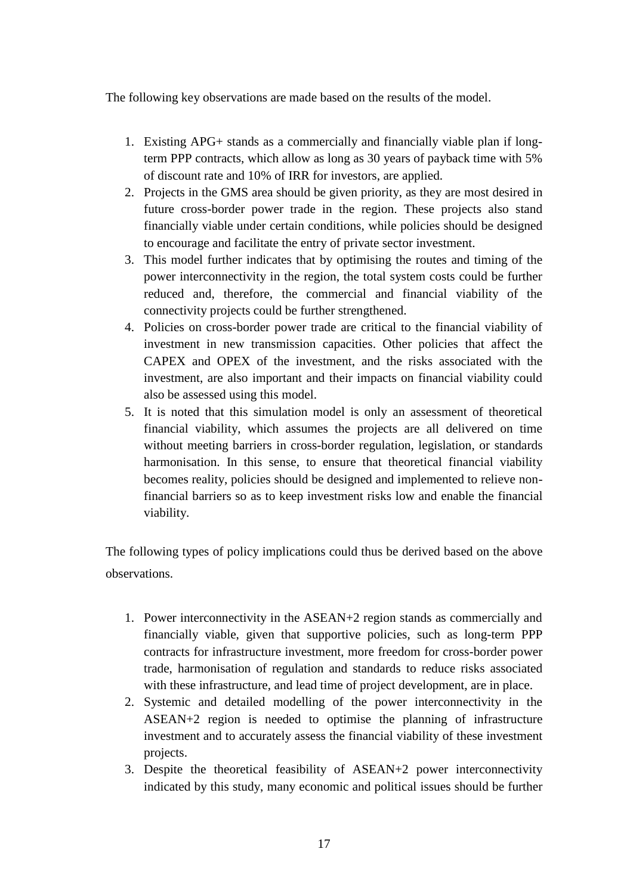The following key observations are made based on the results of the model.

1. Existing APG+ stands as a commercially and financially viable plan if long-term PPP contracts, which allow as long as 30 years of payback time with 5% of discount rate and 10% of IRR for investors, are applied.
2. Projects in the GMS area should be given priority, as they are most desired in future cross-border power trade in the region. These projects also stand financially viable under certain conditions, while policies should be designed to encourage and facilitate the entry of private sector investment.
3. This model further indicates that by optimising the routes and timing of the power interconnectivity in the region, the total system costs could be further reduced and, therefore, the commercial and financial viability of the connectivity projects could be further strengthened.
4. Policies on cross-border power trade are critical to the financial viability of investment in new transmission capacities. Other policies that affect the CAPEX and OPEX of the investment, and the risks associated with the investment, are also important and their impacts on financial viability could also be assessed using this model.
5. It is noted that this simulation model is only an assessment of theoretical financial viability, which assumes the projects are all delivered on time without meeting barriers in cross-border regulation, legislation, or standards harmonisation. In this sense, to ensure that theoretical financial viability becomes reality, policies should be designed and implemented to relieve non-financial barriers so as to keep investment risks low and enable the financial viability.

The following types of policy implications could thus be derived based on the above observations.

1. Power interconnectivity in the ASEAN+2 region stands as commercially and financially viable, given that supportive policies, such as long-term PPP contracts for infrastructure investment, more freedom for cross-border power trade, harmonisation of regulation and standards to reduce risks associated with these infrastructure, and lead time of project development, are in place.
2. Systemic and detailed modelling of the power interconnectivity in the ASEAN+2 region is needed to optimise the planning of infrastructure investment and to accurately assess the financial viability of these investment projects.
3. Despite the theoretical feasibility of ASEAN+2 power interconnectivity indicated by this study, many economic and political issues should be further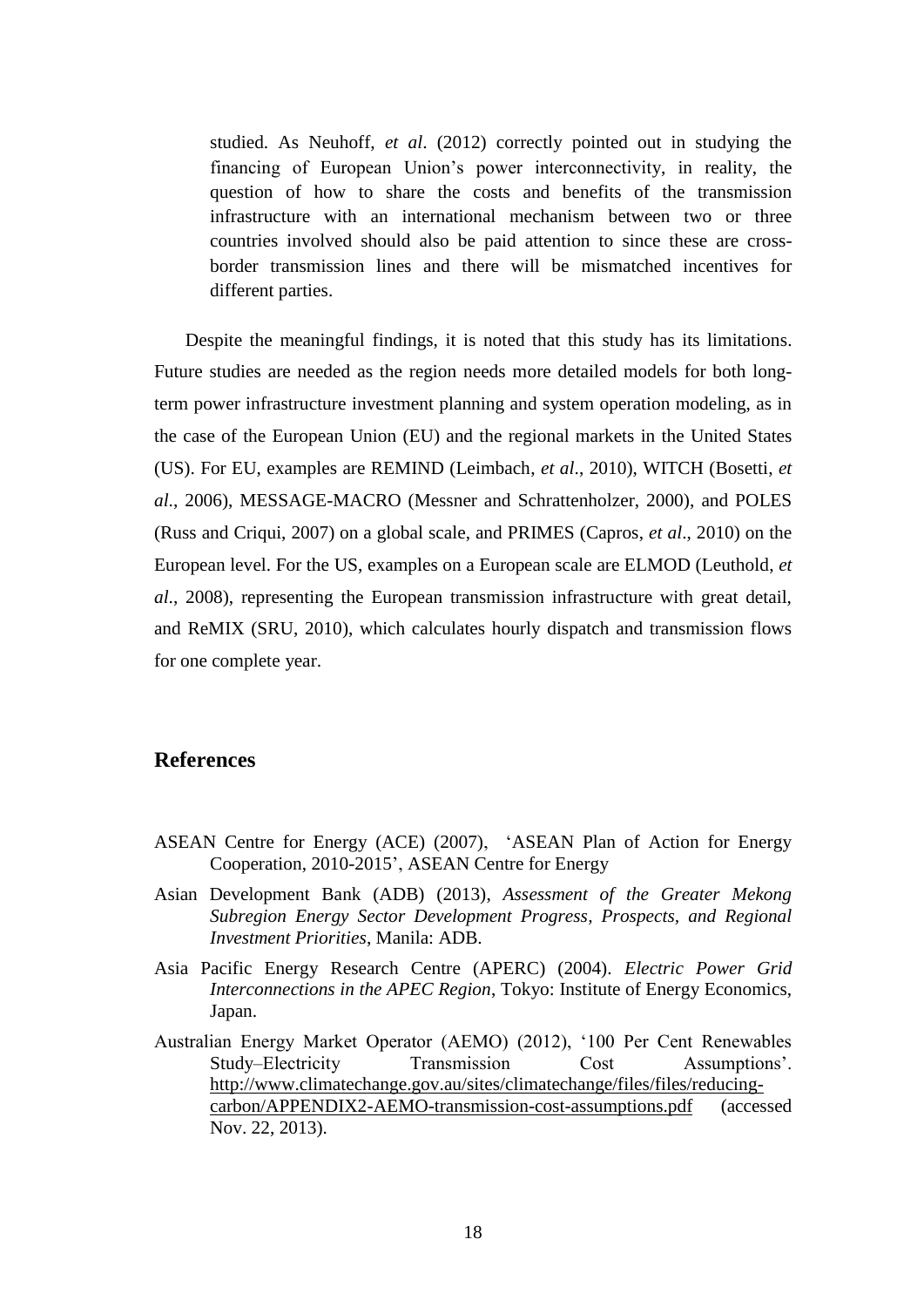studied. As Neuhoff, *et al*. (2012) correctly pointed out in studying the financing of European Union's power interconnectivity, in reality, the question of how to share the costs and benefits of the transmission infrastructure with an international mechanism between two or three countries involved should also be paid attention to since these are cross-border transmission lines and there will be mismatched incentives for different parties.

Despite the meaningful findings, it is noted that this study has its limitations. Future studies are needed as the region needs more detailed models for both long-term power infrastructure investment planning and system operation modeling, as in the case of the European Union (EU) and the regional markets in the United States (US). For EU, examples are REMIND (Leimbach, *et al*., 2010), WITCH (Bosetti, *et al*., 2006), MESSAGE-MACRO (Messner and Schrattenholzer, 2000), and POLES (Russ and Criqui, 2007) on a global scale, and PRIMES (Capros, *et al*., 2010) on the European level. For the US, examples on a European scale are ELMOD (Leuthold, *et al*., 2008), representing the European transmission infrastructure with great detail, and ReMIX (SRU, 2010), which calculates hourly dispatch and transmission flows for one complete year.

## References

ASEAN Centre for Energy (ACE) (2007), 'ASEAN Plan of Action for Energy Cooperation, 2010-2015', ASEAN Centre for Energy

Asian Development Bank (ADB) (2013), *Assessment of the Greater Mekong Subregion Energy Sector Development Progress, Prospects, and Regional Investment Priorities*, Manila: ADB.

Asia Pacific Energy Research Centre (APERC) (2004). *Electric Power Grid Interconnections in the APEC Region*, Tokyo: Institute of Energy Economics, Japan.

Australian Energy Market Operator (AEMO) (2012), '100 Per Cent Renewables Study–Electricity Transmission Cost Assumptions'. http://www.climatechange.gov.au/sites/climatechange/files/files/reducing-carbon/APPENDIX2-AEMO-transmission-cost-assumptions.pdf (accessed Nov. 22, 2013).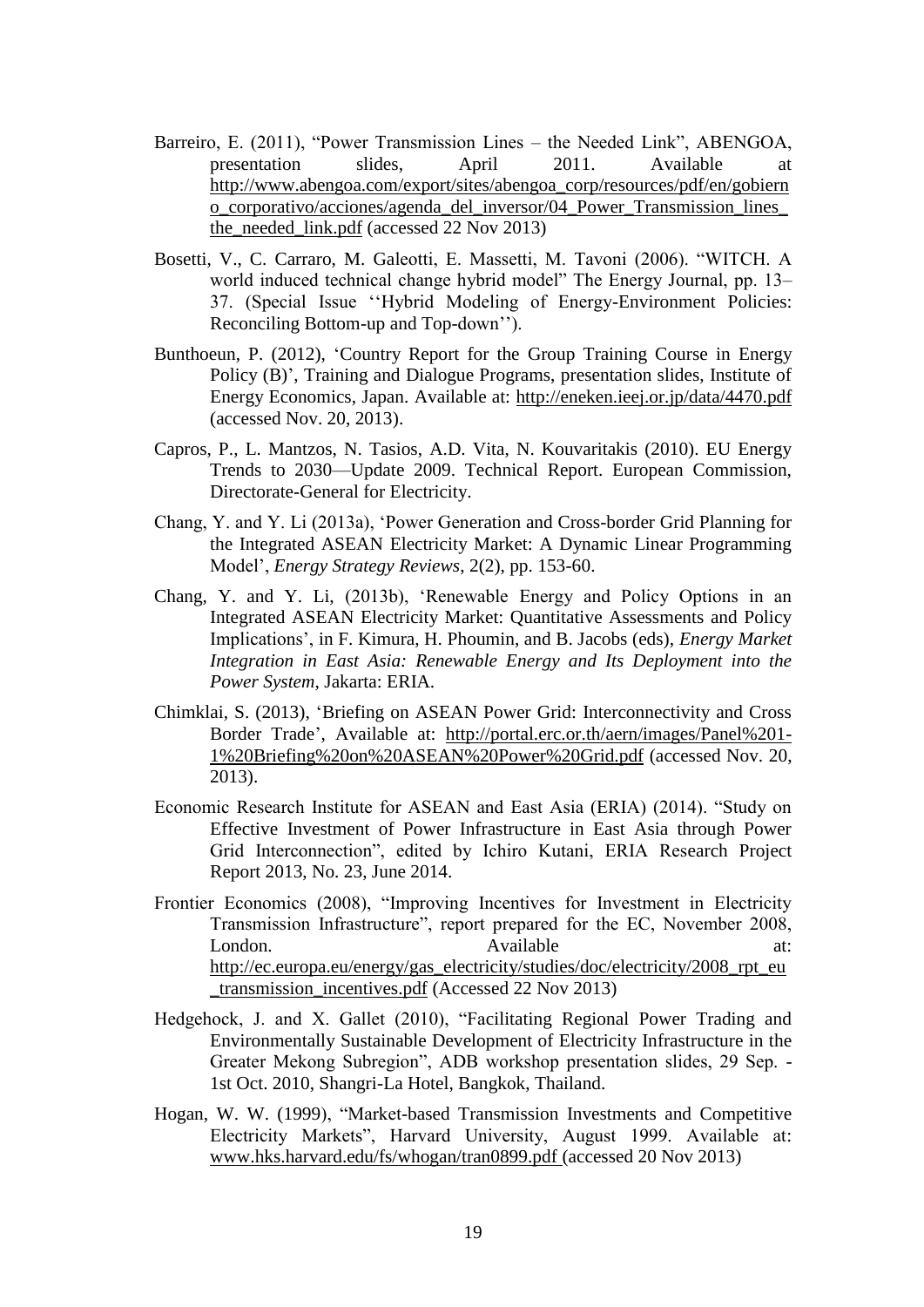Barreiro, E. (2011), "Power Transmission Lines – the Needed Link", ABENGOA, presentation slides, April 2011. Available at http://www.abengoa.com/export/sites/abengoa_corp/resources/pdf/en/gobierno_corporativo/acciones/agenda_del_inversor/04_Power_Transmission_lines_the_needed_link.pdf (accessed 22 Nov 2013)

Bosetti, V., C. Carraro, M. Galeotti, E. Massetti, M. Tavoni (2006). "WITCH. A world induced technical change hybrid model" The Energy Journal, pp. 13–37. (Special Issue ''Hybrid Modeling of Energy-Environment Policies: Reconciling Bottom-up and Top-down'').

Bunthoeun, P. (2012), 'Country Report for the Group Training Course in Energy Policy (B)', Training and Dialogue Programs, presentation slides, Institute of Energy Economics, Japan. Available at: http://eneken.ieej.or.jp/data/4470.pdf (accessed Nov. 20, 2013).

Capros, P., L. Mantzos, N. Tasios, A.D. Vita, N. Kouvaritakis (2010). EU Energy Trends to 2030—Update 2009. Technical Report. European Commission, Directorate-General for Electricity.

Chang, Y. and Y. Li (2013a), 'Power Generation and Cross-border Grid Planning for the Integrated ASEAN Electricity Market: A Dynamic Linear Programming Model', *Energy Strategy Reviews*, 2(2), pp. 153-60.

Chang, Y. and Y. Li, (2013b), 'Renewable Energy and Policy Options in an Integrated ASEAN Electricity Market: Quantitative Assessments and Policy Implications', in F. Kimura, H. Phoumin, and B. Jacobs (eds), *Energy Market Integration in East Asia: Renewable Energy and Its Deployment into the Power System*, Jakarta: ERIA.

Chimklai, S. (2013), 'Briefing on ASEAN Power Grid: Interconnectivity and Cross Border Trade', Available at: http://portal.erc.or.th/aern/images/Panel%201-1%20Briefing%20on%20ASEAN%20Power%20Grid.pdf (accessed Nov. 20, 2013).

Economic Research Institute for ASEAN and East Asia (ERIA) (2014). "Study on Effective Investment of Power Infrastructure in East Asia through Power Grid Interconnection", edited by Ichiro Kutani, ERIA Research Project Report 2013, No. 23, June 2014.

Frontier Economics (2008), "Improving Incentives for Investment in Electricity Transmission Infrastructure", report prepared for the EC, November 2008, London. Available at: http://ec.europa.eu/energy/gas_electricity/studies/doc/electricity/2008_rpt_eu_transmission_incentives.pdf (Accessed 22 Nov 2013)

Hedgehock, J. and X. Gallet (2010), "Facilitating Regional Power Trading and Environmentally Sustainable Development of Electricity Infrastructure in the Greater Mekong Subregion", ADB workshop presentation slides, 29 Sep. - 1st Oct. 2010, Shangri-La Hotel, Bangkok, Thailand.

Hogan, W. W. (1999), "Market-based Transmission Investments and Competitive Electricity Markets", Harvard University, August 1999. Available at: www.hks.harvard.edu/fs/whogan/tran0899.pdf (accessed 20 Nov 2013)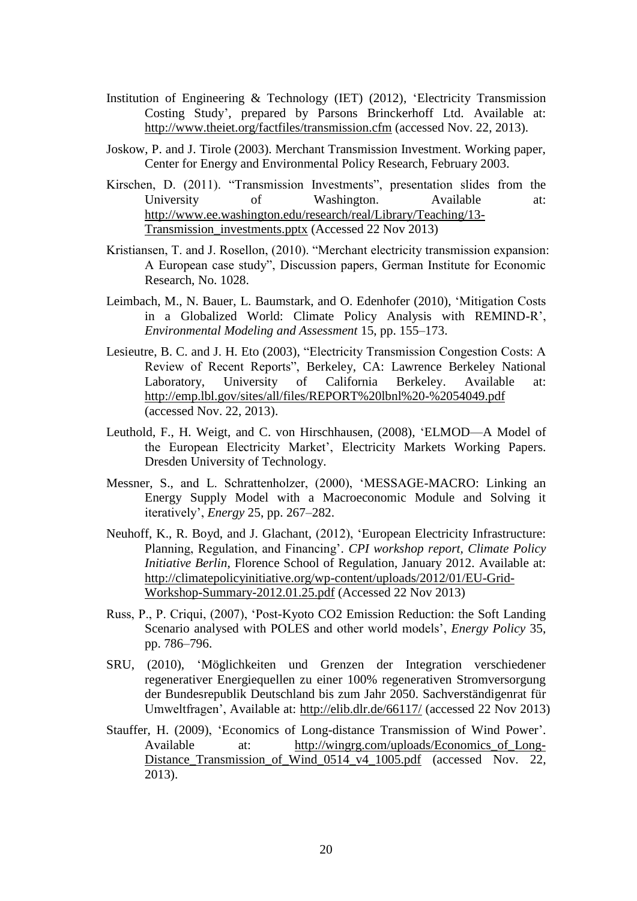Institution of Engineering & Technology (IET) (2012), 'Electricity Transmission Costing Study', prepared by Parsons Brinckerhoff Ltd. Available at: http://www.theiet.org/factfiles/transmission.cfm (accessed Nov. 22, 2013).

Joskow, P. and J. Tirole (2003). Merchant Transmission Investment. Working paper, Center for Energy and Environmental Policy Research, February 2003.

Kirschen, D. (2011). "Transmission Investments", presentation slides from the University of Washington. Available at: http://www.ee.washington.edu/research/real/Library/Teaching/13-Transmission_investments.pptx (Accessed 22 Nov 2013)

Kristiansen, T. and J. Rosellon, (2010). "Merchant electricity transmission expansion: A European case study", Discussion papers, German Institute for Economic Research, No. 1028.

Leimbach, M., N. Bauer, L. Baumstark, and O. Edenhofer (2010), 'Mitigation Costs in a Globalized World: Climate Policy Analysis with REMIND-R', *Environmental Modeling and Assessment* 15, pp. 155–173.

Lesieutre, B. C. and J. H. Eto (2003), "Electricity Transmission Congestion Costs: A Review of Recent Reports", Berkeley, CA: Lawrence Berkeley National Laboratory, University of California Berkeley. Available at: http://emp.lbl.gov/sites/all/files/REPORT%20lbnl%20-%2054049.pdf (accessed Nov. 22, 2013).

Leuthold, F., H. Weigt, and C. von Hirschhausen, (2008), 'ELMOD—A Model of the European Electricity Market', Electricity Markets Working Papers. Dresden University of Technology.

Messner, S., and L. Schrattenholzer, (2000), 'MESSAGE-MACRO: Linking an Energy Supply Model with a Macroeconomic Module and Solving it iteratively', *Energy* 25, pp. 267–282.

Neuhoff, K., R. Boyd, and J. Glachant, (2012), 'European Electricity Infrastructure: Planning, Regulation, and Financing'. *CPI workshop report, Climate Policy Initiative Berlin*, Florence School of Regulation, January 2012. Available at: http://climatepolicyinitiative.org/wp-content/uploads/2012/01/EU-Grid-Workshop-Summary-2012.01.25.pdf (Accessed 22 Nov 2013)

Russ, P., P. Criqui, (2007), 'Post-Kyoto CO2 Emission Reduction: the Soft Landing Scenario analysed with POLES and other world models', *Energy Policy* 35, pp. 786–796.

SRU, (2010), 'Möglichkeiten und Grenzen der Integration verschiedener regenerativer Energiequellen zu einer 100% regenerativen Stromversorgung der Bundesrepublik Deutschland bis zum Jahr 2050. Sachverständigenrat für Umweltfragen', Available at: http://elib.dlr.de/66117/ (accessed 22 Nov 2013)

Stauffer, H. (2009), 'Economics of Long-distance Transmission of Wind Power'. Available at: http://wingrg.com/uploads/Economics_of_Long-Distance_Transmission_of_Wind_0514_v4_1005.pdf (accessed Nov. 22, 2013).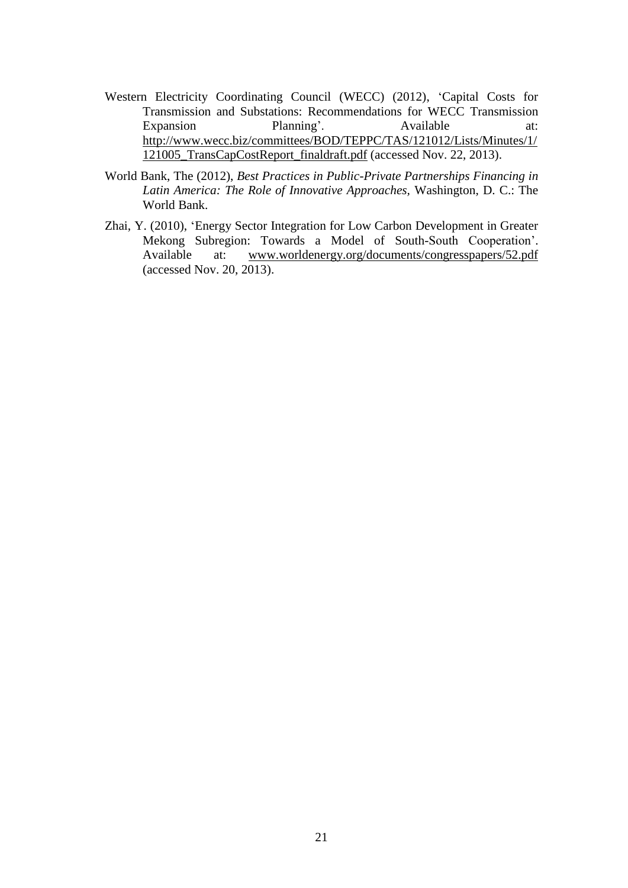Western Electricity Coordinating Council (WECC) (2012), 'Capital Costs for Transmission and Substations: Recommendations for WECC Transmission Expansion Planning'. Available at: http://www.wecc.biz/committees/BOD/TEPPC/TAS/121012/Lists/Minutes/1/121005_TransCapCostReport_finaldraft.pdf (accessed Nov. 22, 2013).

World Bank, The (2012), *Best Practices in Public-Private Partnerships Financing in Latin America: The Role of Innovative Approaches*, Washington, D. C.: The World Bank.

Zhai, Y. (2010), 'Energy Sector Integration for Low Carbon Development in Greater Mekong Subregion: Towards a Model of South-South Cooperation'. Available at: www.worldenergy.org/documents/congresspapers/52.pdf (accessed Nov. 20, 2013).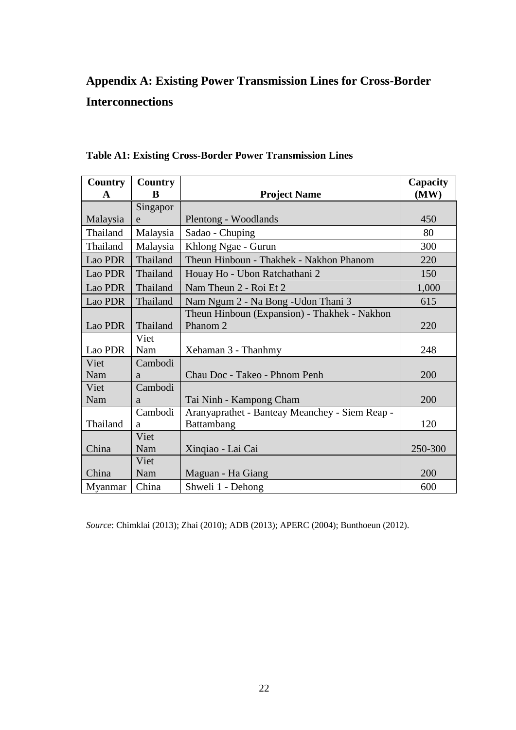# Appendix A: Existing Power Transmission Lines for Cross-Border Interconnections

**Table A1: Existing Cross-Border Power Transmission Lines**

| Country A | Country B | Project Name | Capacity (MW) |
|---|---|---|---|
| Malaysia | Singapore | Plentong - Woodlands | 450 |
| Thailand | Malaysia | Sadao - Chuping | 80 |
| Thailand | Malaysia | Khlong Ngae - Gurun | 300 |
| Lao PDR | Thailand | Theun Hinboun - Thakhek - Nakhon Phanom | 220 |
| Lao PDR | Thailand | Houay Ho - Ubon Ratchathani 2 | 150 |
| Lao PDR | Thailand | Nam Theun 2 - Roi Et 2 | 1,000 |
| Lao PDR | Thailand | Nam Ngum 2 - Na Bong -Udon Thani 3 | 615 |
| Lao PDR | Thailand | Theun Hinboun (Expansion) - Thakhek - Nakhon Phanom 2 | 220 |
| Lao PDR | Viet Nam | Xehaman 3 - Thanhmy | 248 |
| Viet Nam | Cambodia | Chau Doc - Takeo - Phnom Penh | 200 |
| Viet Nam | Cambodia | Tai Ninh - Kampong Cham | 200 |
| Thailand | Cambodia | Aranyaprathet - Banteay Meanchey - Siem Reap - Battambang | 120 |
| China | Viet Nam | Xinqiao - Lai Cai | 250-300 |
| China | Viet Nam | Maguan - Ha Giang | 200 |
| Myanmar | China | Shweli 1 - Dehong | 600 |

*Source*: Chimklai (2013); Zhai (2010); ADB (2013); APERC (2004); Bunthoeun (2012).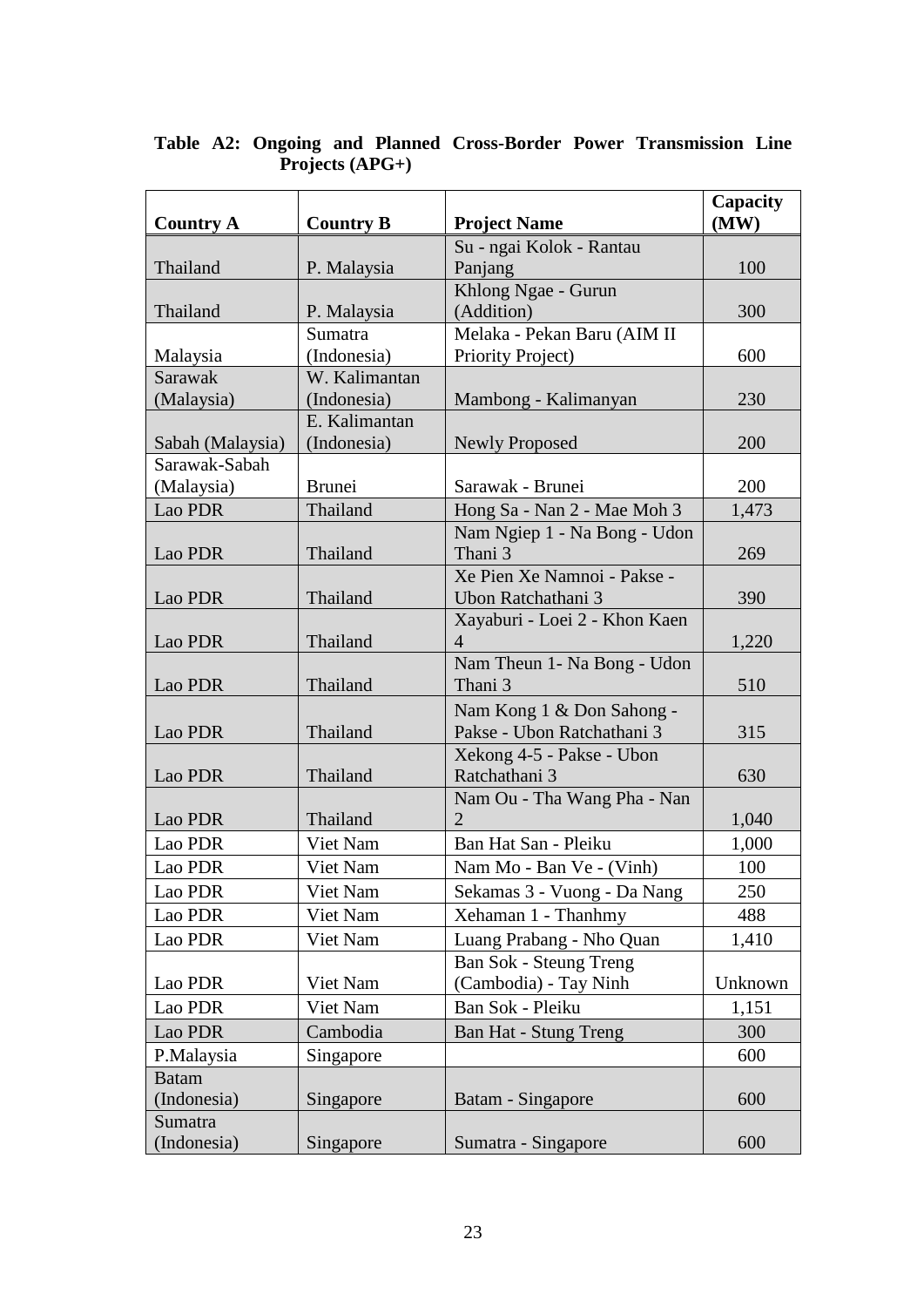**Table A2: Ongoing and Planned Cross-Border Power Transmission Line Projects (APG+)**

| Country A | Country B | Project Name | Capacity (MW) |
|---|---|---|---|
| Thailand | P. Malaysia | Su - ngai Kolok - Rantau Panjang | 100 |
| Thailand | P. Malaysia | Khlong Ngae - Gurun (Addition) | 300 |
| Malaysia | Sumatra (Indonesia) | Melaka - Pekan Baru (AIM II Priority Project) | 600 |
| Sarawak (Malaysia) | W. Kalimantan (Indonesia) | Mambong - Kalimanyan | 230 |
| Sabah (Malaysia) | E. Kalimantan (Indonesia) | Newly Proposed | 200 |
| Sarawak-Sabah (Malaysia) | Brunei | Sarawak - Brunei | 200 |
| Lao PDR | Thailand | Hong Sa - Nan 2 - Mae Moh 3 | 1,473 |
| Lao PDR | Thailand | Nam Ngiep 1 - Na Bong - Udon Thani 3 | 269 |
| Lao PDR | Thailand | Xe Pien Xe Namnoi - Pakse - Ubon Ratchathani 3 | 390 |
| Lao PDR | Thailand | Xayaburi - Loei 2 - Khon Kaen 4 | 1,220 |
| Lao PDR | Thailand | Nam Theun 1- Na Bong - Udon Thani 3 | 510 |
| Lao PDR | Thailand | Nam Kong 1 & Don Sahong - Pakse - Ubon Ratchathani 3 | 315 |
| Lao PDR | Thailand | Xekong 4-5 - Pakse - Ubon Ratchathani 3 | 630 |
| Lao PDR | Thailand | Nam Ou - Tha Wang Pha - Nan 2 | 1,040 |
| Lao PDR | Viet Nam | Ban Hat San - Pleiku | 1,000 |
| Lao PDR | Viet Nam | Nam Mo - Ban Ve - (Vinh) | 100 |
| Lao PDR | Viet Nam | Sekamas 3 - Vuong - Da Nang | 250 |
| Lao PDR | Viet Nam | Xehaman 1 - Thanhmy | 488 |
| Lao PDR | Viet Nam | Luang Prabang - Nho Quan | 1,410 |
| Lao PDR | Viet Nam | Ban Sok - Steung Treng (Cambodia) - Tay Ninh | Unknown |
| Lao PDR | Viet Nam | Ban Sok - Pleiku | 1,151 |
| Lao PDR | Cambodia | Ban Hat - Stung Treng | 300 |
| P.Malaysia | Singapore | | 600 |
| Batam (Indonesia) | Singapore | Batam - Singapore | 600 |
| Sumatra (Indonesia) | Singapore | Sumatra - Singapore | 600 |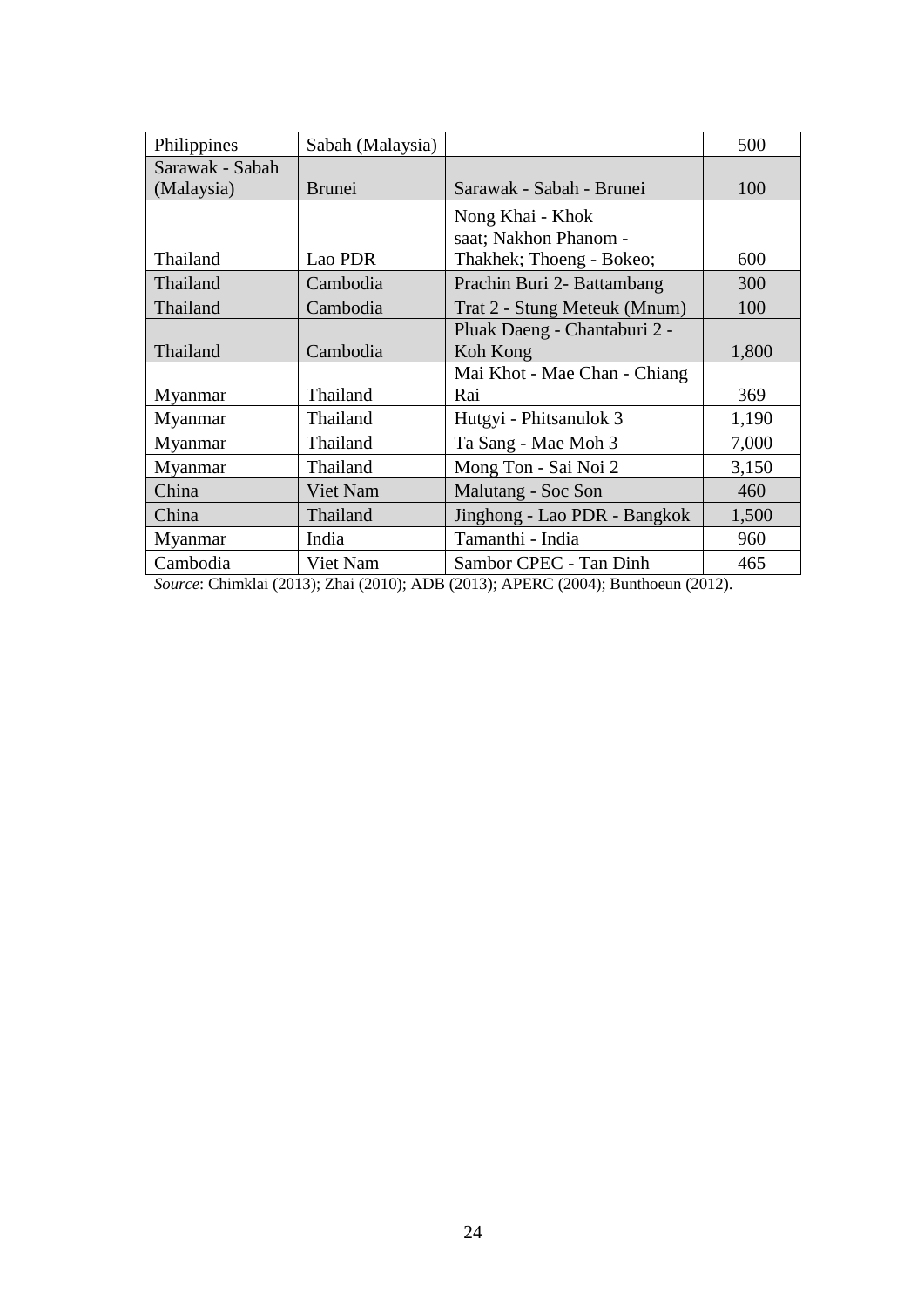| Philippines | Sabah (Malaysia) | | 500 |
|---|---|---|---|
| Sarawak - Sabah (Malaysia) | Brunei | Sarawak - Sabah - Brunei | 100 |
| Thailand | Lao PDR | Nong Khai - Khok saat; Nakhon Phanom - Thakhek; Thoeng - Bokeo; | 600 |
| Thailand | Cambodia | Prachin Buri 2- Battambang | 300 |
| Thailand | Cambodia | Trat 2 - Stung Meteuk (Mnum) | 100 |
| Thailand | Cambodia | Pluak Daeng - Chantaburi 2 - Koh Kong | 1,800 |
| Myanmar | Thailand | Mai Khot - Mae Chan - Chiang Rai | 369 |
| Myanmar | Thailand | Hutgyi - Phitsanulok 3 | 1,190 |
| Myanmar | Thailand | Ta Sang - Mae Moh 3 | 7,000 |
| Myanmar | Thailand | Mong Ton - Sai Noi 2 | 3,150 |
| China | Viet Nam | Malutang - Soc Son | 460 |
| China | Thailand | Jinghong - Lao PDR - Bangkok | 1,500 |
| Myanmar | India | Tamanthi - India | 960 |
| Cambodia | Viet Nam | Sambor CPEC - Tan Dinh | 465 |

*Source*: Chimklai (2013); Zhai (2010); ADB (2013); APERC (2004); Bunthoeun (2012).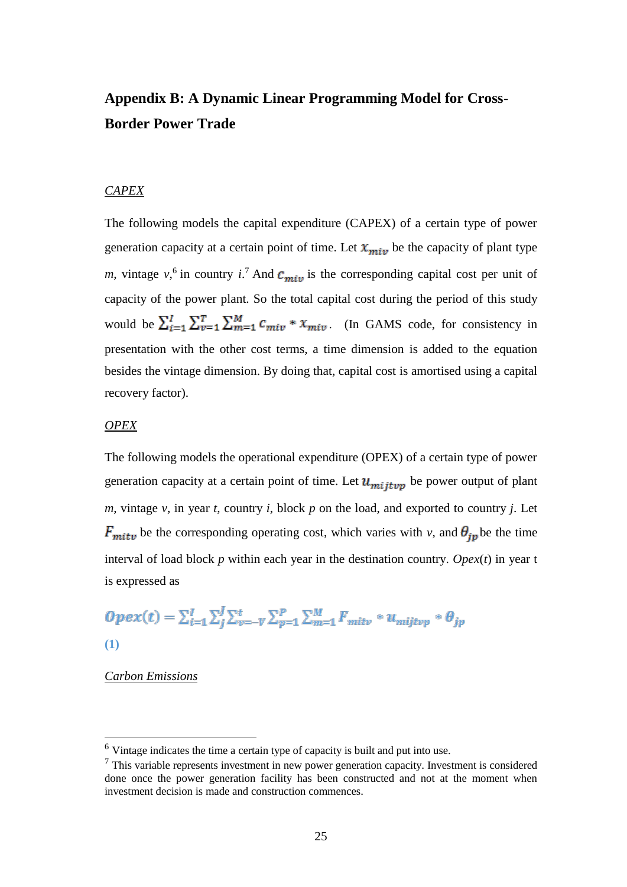## Appendix B: A Dynamic Linear Programming Model for Cross-Border Power Trade

*CAPEX*

The following models the capital expenditure (CAPEX) of a certain type of power generation capacity at a certain point of time. Let $x_{miv}$ be the capacity of plant type *m*, vintage *v*,[6] in country *i*.[7] And $c_{miv}$ is the corresponding capital cost per unit of capacity of the power plant. So the total capital cost during the period of this study would be $\sum_{i=1}^{I}\sum_{v=1}^{T}\sum_{m=1}^{M} c_{miv} * x_{miv}$. (In GAMS code, for consistency in presentation with the other cost terms, a time dimension is added to the equation besides the vintage dimension. By doing that, capital cost is amortised using a capital recovery factor).

*OPEX*

The following models the operational expenditure (OPEX) of a certain type of power generation capacity at a certain point of time. Let $u_{mijtvp}$ be power output of plant *m*, vintage *v*, in year *t*, country *i*, block *p* on the load, and exported to country *j*. Let $F_{mitv}$ be the corresponding operating cost, which varies with *v*, and $\theta_{jp}$ be the time interval of load block *p* within each year in the destination country. *Opex*(*t*) in year t is expressed as

$$Opex(t) = \sum_{i=1}^{I}\sum_{j}^{J}\sum_{v=-V}^{t}\sum_{p=1}^{P}\sum_{m=1}^{M} F_{mitv} * u_{mijtvp} * \theta_{jp} \tag{1}$$

*Carbon Emissions*

---

[6] Vintage indicates the time a certain type of capacity is built and put into use.

[7] This variable represents investment in new power generation capacity. Investment is considered done once the power generation facility has been constructed and not at the moment when investment decision is made and construction commences.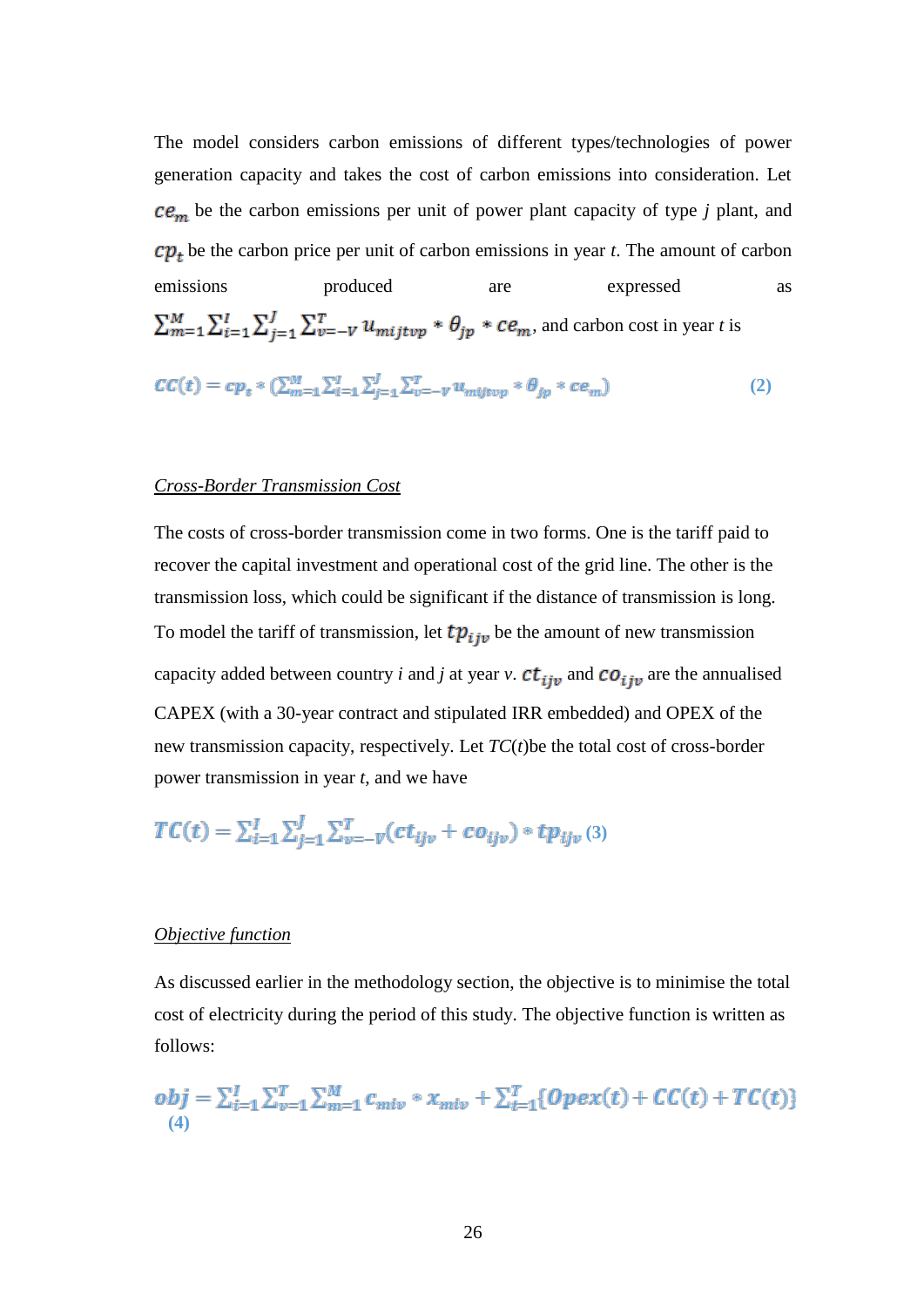The model considers carbon emissions of different types/technologies of power generation capacity and takes the cost of carbon emissions into consideration. Let $ce_m$ be the carbon emissions per unit of power plant capacity of type *j* plant, and $cp_t$ be the carbon price per unit of carbon emissions in year *t*. The amount of carbon emissions produced are expressed as $\sum_{m=1}^{M}\sum_{i=1}^{I}\sum_{j=1}^{J}\sum_{v=-V}^{T} u_{mijtvp} * \theta_{jp} * ce_m$, and carbon cost in year *t* is

$$CC(t) = cp_t * (\sum_{m=1}^{M}\sum_{i=1}^{I}\sum_{j=1}^{J}\sum_{v=-V}^{T} u_{mijtvp} * \theta_{jp} * ce_m) \quad (2)$$

*Cross-Border Transmission Cost*

The costs of cross-border transmission come in two forms. One is the tariff paid to recover the capital investment and operational cost of the grid line. The other is the transmission loss, which could be significant if the distance of transmission is long. To model the tariff of transmission, let $tp_{ijv}$ be the amount of new transmission capacity added between country *i* and *j* at year *v*. $ct_{ijv}$ and $co_{ijv}$ are the annualised CAPEX (with a 30-year contract and stipulated IRR embedded) and OPEX of the new transmission capacity, respectively. Let *TC*(*t*)be the total cost of cross-border power transmission in year *t*, and we have

$$TC(t) = \sum_{i=1}^{I}\sum_{j=1}^{J}\sum_{v=-V}^{T}(ct_{ijv} + co_{ijv}) * tp_{ijv} \quad (3)$$

*Objective function*

As discussed earlier in the methodology section, the objective is to minimise the total cost of electricity during the period of this study. The objective function is written as follows:

$$obj = \sum_{i=1}^{I}\sum_{v=1}^{T}\sum_{m=1}^{M} c_{miv} * x_{miv} + \sum_{t=1}^{T}\{Opex(t) + CC(t) + TC(t)\} \quad (4)$$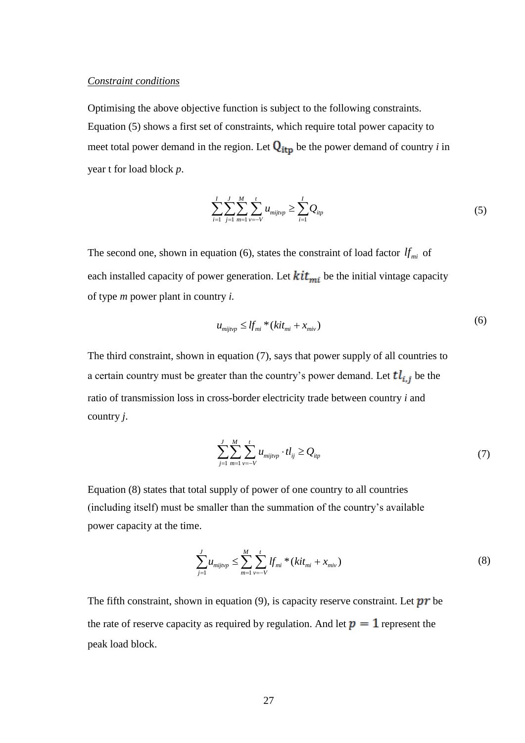*Constraint conditions*

Optimising the above objective function is subject to the following constraints. Equation (5) shows a first set of constraints, which require total power capacity to meet total power demand in the region. Let $\mathbf{Q_{itp}}$ be the power demand of country *i* in year t for load block *p*.

$$\sum_{i=1}^{I}\sum_{j=1}^{J}\sum_{m=1}^{M}\sum_{v=-V}^{t} u_{mijtvp} \geq \sum_{i=1}^{I} Q_{itp} \tag{5}$$

The second one, shown in equation (6), states the constraint of load factor $lf_{mi}$ of each installed capacity of power generation. Let $kit_{mi}$ be the initial vintage capacity of type *m* power plant in country *i.*

$$u_{mijtvp} \leq lf_{mi} * (kit_{mi} + x_{miv}) \tag{6}$$

The third constraint, shown in equation (7), says that power supply of all countries to a certain country must be greater than the country's power demand. Let $tl_{i,j}$ be the ratio of transmission loss in cross-border electricity trade between country *i* and country *j*.

$$\sum_{j=1}^{J}\sum_{m=1}^{M}\sum_{v=-V}^{t} u_{mijtvp} \cdot tl_{ij} \geq Q_{itp} \tag{7}$$

Equation (8) states that total supply of power of one country to all countries (including itself) must be smaller than the summation of the country's available power capacity at the time.

$$\sum_{j=1}^{J} u_{mijtvp} \leq \sum_{m=1}^{M}\sum_{v=-V}^{t} lf_{mi} * (kit_{mi} + x_{miv}) \tag{8}$$

The fifth constraint, shown in equation (9), is capacity reserve constraint. Let $pr$ be the rate of reserve capacity as required by regulation. And let $p = 1$ represent the peak load block.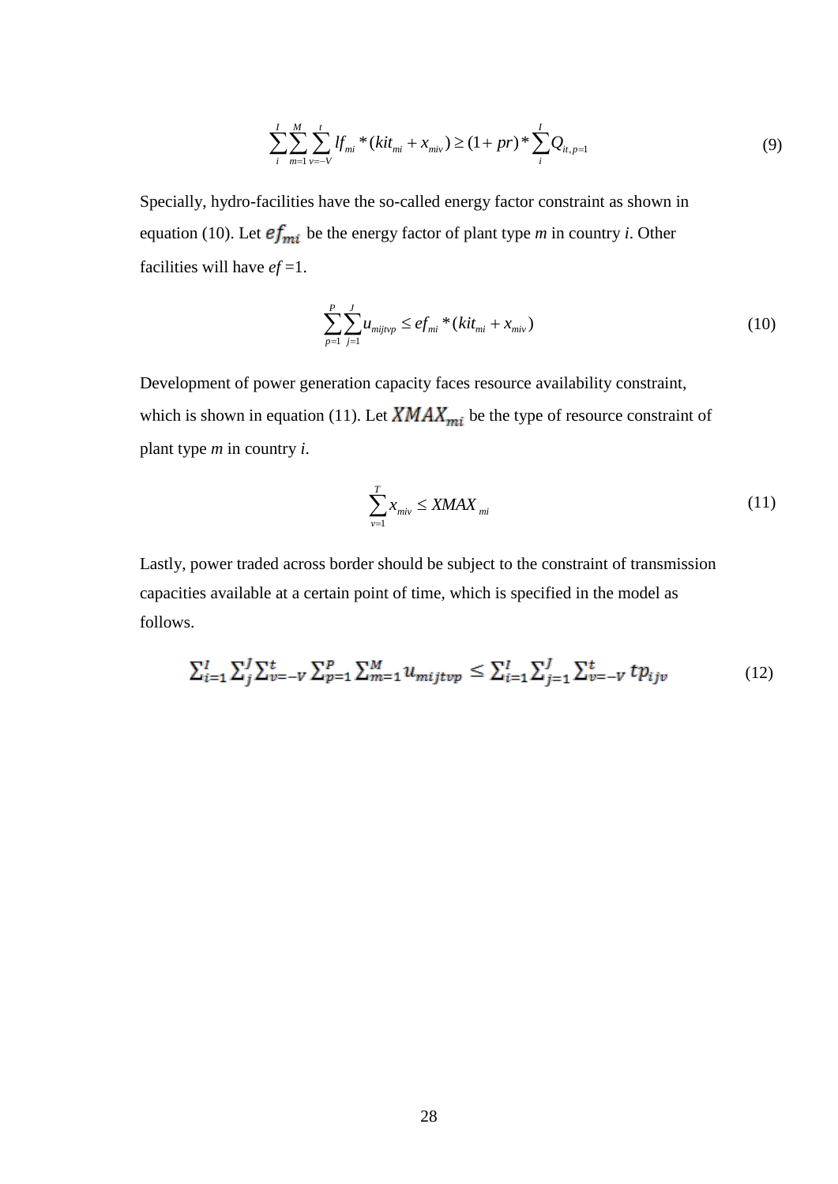$$\sum_{i}^{I}\sum_{m=1}^{M}\sum_{v=-V}^{t} lf_{mi} * (kit_{mi} + x_{miv}) \geq (1+pr) * \sum_{i}^{I} Q_{it,p=1} \tag{9}$$

Specially, hydro-facilities have the so-called energy factor constraint as shown in equation (10). Let $ef_{mi}$ be the energy factor of plant type *m* in country *i*. Other facilities will have *ef* =1.

$$\sum_{p=1}^{P}\sum_{j=1}^{J} u_{mijtvp} \leq ef_{mi} * (kit_{mi} + x_{miv}) \tag{10}$$

Development of power generation capacity faces resource availability constraint, which is shown in equation (11). Let $XMAX_{mi}$ be the type of resource constraint of plant type *m* in country *i*.

$$\sum_{v=1}^{T} x_{miv} \leq XMAX_{mi} \tag{11}$$

Lastly, power traded across border should be subject to the constraint of transmission capacities available at a certain point of time, which is specified in the model as follows.

$$\sum_{i=1}^{I}\sum_{j}^{J}\sum_{v=-V}^{t}\sum_{p=1}^{P}\sum_{m=1}^{M} u_{mijtvp} \leq \sum_{i=1}^{I}\sum_{j=1}^{J}\sum_{v=-V}^{t} tp_{ijv} \tag{12}$$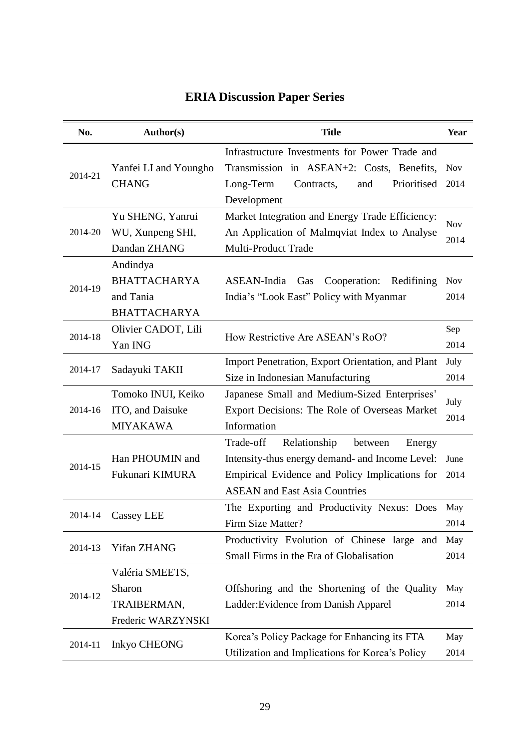# ERIA Discussion Paper Series

| No. | Author(s) | Title | Year |
| --- | --- | --- | --- |
| 2014-21 | Yanfei LI and Youngho CHANG | Infrastructure Investments for Power Trade and Transmission in ASEAN+2: Costs, Benefits, Long-Term Contracts, and Prioritised Development | Nov 2014 |
| 2014-20 | Yu SHENG, Yanrui WU, Xunpeng SHI, Dandan ZHANG | Market Integration and Energy Trade Efficiency: An Application of Malmqviat Index to Analyse Multi-Product Trade | Nov 2014 |
| 2014-19 | Andindya BHATTACHARYA and Tania BHATTACHARYA | ASEAN-India Gas Cooperation: Redifining India's "Look East" Policy with Myanmar | Nov 2014 |
| 2014-18 | Olivier CADOT, Lili Yan ING | How Restrictive Are ASEAN's RoO? | Sep 2014 |
| 2014-17 | Sadayuki TAKII | Import Penetration, Export Orientation, and Plant Size in Indonesian Manufacturing | July 2014 |
| 2014-16 | Tomoko INUI, Keiko ITO, and Daisuke MIYAKAWA | Japanese Small and Medium-Sized Enterprises' Export Decisions: The Role of Overseas Market Information | July 2014 |
| 2014-15 | Han PHOUMIN and Fukunari KIMURA | Trade-off Relationship between Energy Intensity-thus energy demand- and Income Level: Empirical Evidence and Policy Implications for ASEAN and East Asia Countries | June 2014 |
| 2014-14 | Cassey LEE | The Exporting and Productivity Nexus: Does Firm Size Matter? | May 2014 |
| 2014-13 | Yifan ZHANG | Productivity Evolution of Chinese large and Small Firms in the Era of Globalisation | May 2014 |
| 2014-12 | Valéria SMEETS, Sharon TRAIBERMAN, Frederic WARZYNSKI | Offshoring and the Shortening of the Quality Ladder:Evidence from Danish Apparel | May 2014 |
| 2014-11 | Inkyo CHEONG | Korea's Policy Package for Enhancing its FTA Utilization and Implications for Korea's Policy | May 2014 |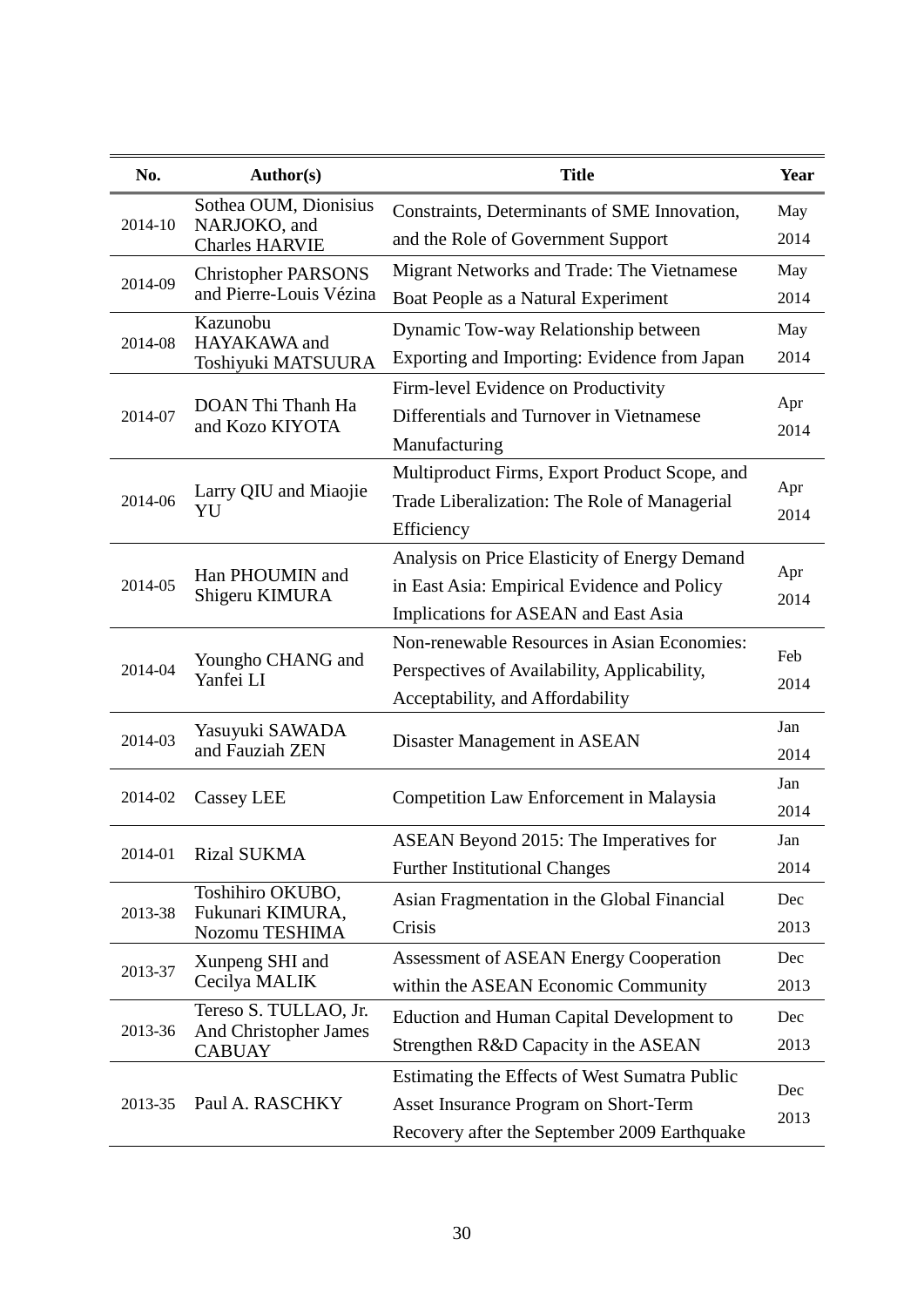| No. | Author(s) | Title | Year |
|---|---|---|---|
| 2014-10 | Sothea OUM, Dionisius NARJOKO, and Charles HARVIE | Constraints, Determinants of SME Innovation, and the Role of Government Support | May 2014 |
| 2014-09 | Christopher PARSONS and Pierre-Louis Vézina | Migrant Networks and Trade: The Vietnamese Boat People as a Natural Experiment | May 2014 |
| 2014-08 | Kazunobu HAYAKAWA and Toshiyuki MATSUURA | Dynamic Tow-way Relationship between Exporting and Importing: Evidence from Japan | May 2014 |
| 2014-07 | DOAN Thi Thanh Ha and Kozo KIYOTA | Firm-level Evidence on Productivity Differentials and Turnover in Vietnamese Manufacturing | Apr 2014 |
| 2014-06 | Larry QIU and Miaojie YU | Multiproduct Firms, Export Product Scope, and Trade Liberalization: The Role of Managerial Efficiency | Apr 2014 |
| 2014-05 | Han PHOUMIN and Shigeru KIMURA | Analysis on Price Elasticity of Energy Demand in East Asia: Empirical Evidence and Policy Implications for ASEAN and East Asia | Apr 2014 |
| 2014-04 | Youngho CHANG and Yanfei LI | Non-renewable Resources in Asian Economies: Perspectives of Availability, Applicability, Acceptability, and Affordability | Feb 2014 |
| 2014-03 | Yasuyuki SAWADA and Fauziah ZEN | Disaster Management in ASEAN | Jan 2014 |
| 2014-02 | Cassey LEE | Competition Law Enforcement in Malaysia | Jan 2014 |
| 2014-01 | Rizal SUKMA | ASEAN Beyond 2015: The Imperatives for Further Institutional Changes | Jan 2014 |
| 2013-38 | Toshihiro OKUBO, Fukunari KIMURA, Nozomu TESHIMA | Asian Fragmentation in the Global Financial Crisis | Dec 2013 |
| 2013-37 | Xunpeng SHI and Cecilya MALIK | Assessment of ASEAN Energy Cooperation within the ASEAN Economic Community | Dec 2013 |
| 2013-36 | Tereso S. TULLAO, Jr. And Christopher James CABUAY | Eduction and Human Capital Development to Strengthen R&D Capacity in the ASEAN | Dec 2013 |
| 2013-35 | Paul A. RASCHKY | Estimating the Effects of West Sumatra Public Asset Insurance Program on Short-Term Recovery after the September 2009 Earthquake | Dec 2013 |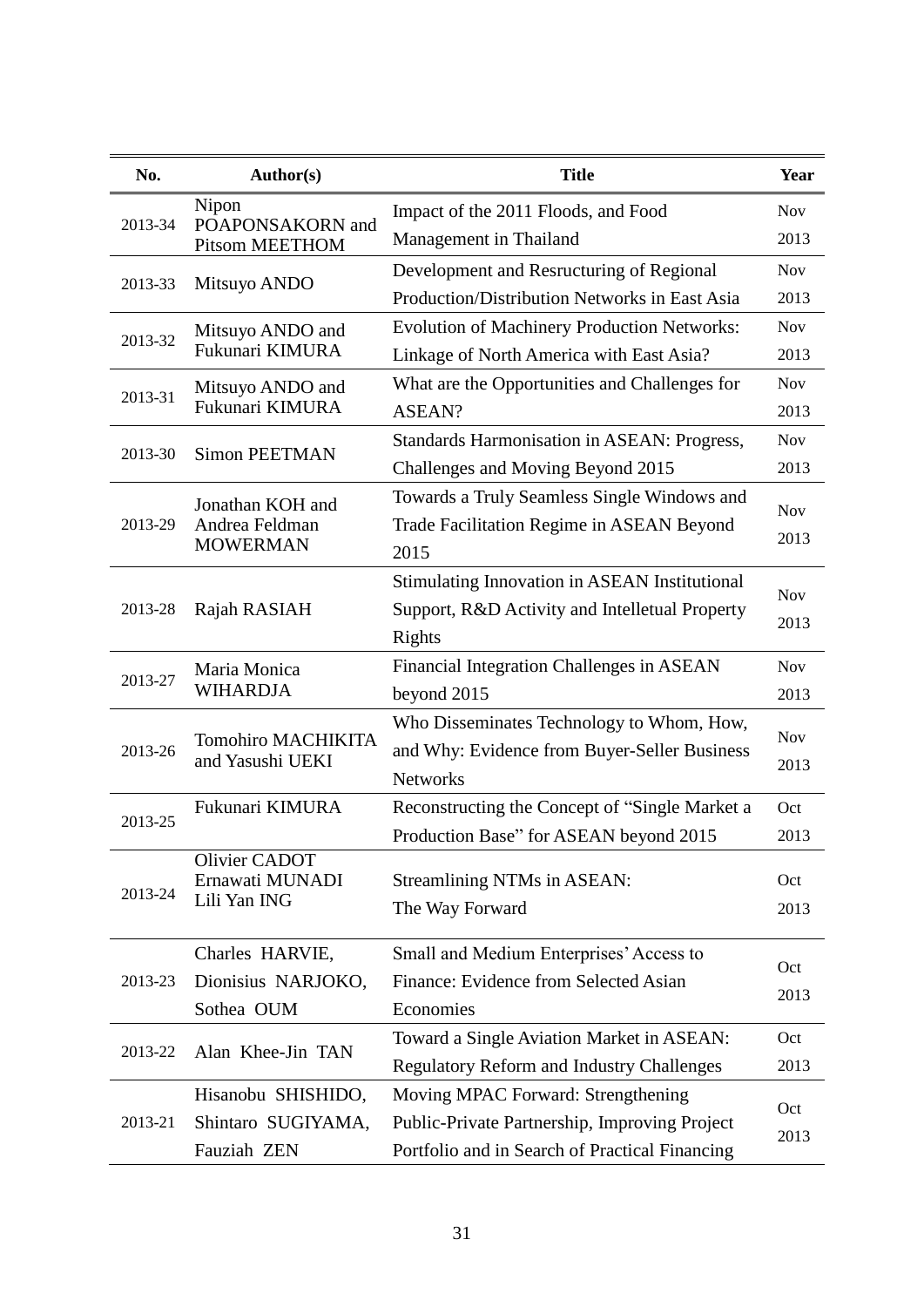| No. | Author(s) | Title | Year |
|---|---|---|---|
| 2013-34 | Nipon POAPONSAKORN and Pitsom MEETHOM | Impact of the 2011 Floods, and Food Management in Thailand | Nov 2013 |
| 2013-33 | Mitsuyo ANDO | Development and Resructuring of Regional Production/Distribution Networks in East Asia | Nov 2013 |
| 2013-32 | Mitsuyo ANDO and Fukunari KIMURA | Evolution of Machinery Production Networks: Linkage of North America with East Asia? | Nov 2013 |
| 2013-31 | Mitsuyo ANDO and Fukunari KIMURA | What are the Opportunities and Challenges for ASEAN? | Nov 2013 |
| 2013-30 | Simon PEETMAN | Standards Harmonisation in ASEAN: Progress, Challenges and Moving Beyond 2015 | Nov 2013 |
| 2013-29 | Jonathan KOH and Andrea Feldman MOWERMAN | Towards a Truly Seamless Single Windows and Trade Facilitation Regime in ASEAN Beyond 2015 | Nov 2013 |
| 2013-28 | Rajah RASIAH | Stimulating Innovation in ASEAN Institutional Support, R&D Activity and Intelletual Property Rights | Nov 2013 |
| 2013-27 | Maria Monica WIHARDJA | Financial Integration Challenges in ASEAN beyond 2015 | Nov 2013 |
| 2013-26 | Tomohiro MACHIKITA and Yasushi UEKI | Who Disseminates Technology to Whom, How, and Why: Evidence from Buyer-Seller Business Networks | Nov 2013 |
| 2013-25 | Fukunari KIMURA | Reconstructing the Concept of "Single Market a Production Base" for ASEAN beyond 2015 | Oct 2013 |
| 2013-24 | Olivier CADOT, Ernawati MUNADI, Lili Yan ING | Streamlining NTMs in ASEAN: The Way Forward | Oct 2013 |
| 2013-23 | Charles HARVIE, Dionisius NARJOKO, Sothea OUM | Small and Medium Enterprises' Access to Finance: Evidence from Selected Asian Economies | Oct 2013 |
| 2013-22 | Alan Khee-Jin TAN | Toward a Single Aviation Market in ASEAN: Regulatory Reform and Industry Challenges | Oct 2013 |
| 2013-21 | Hisanobu SHISHIDO, Shintaro SUGIYAMA, Fauziah ZEN | Moving MPAC Forward: Strengthening Public-Private Partnership, Improving Project Portfolio and in Search of Practical Financing | Oct 2013 |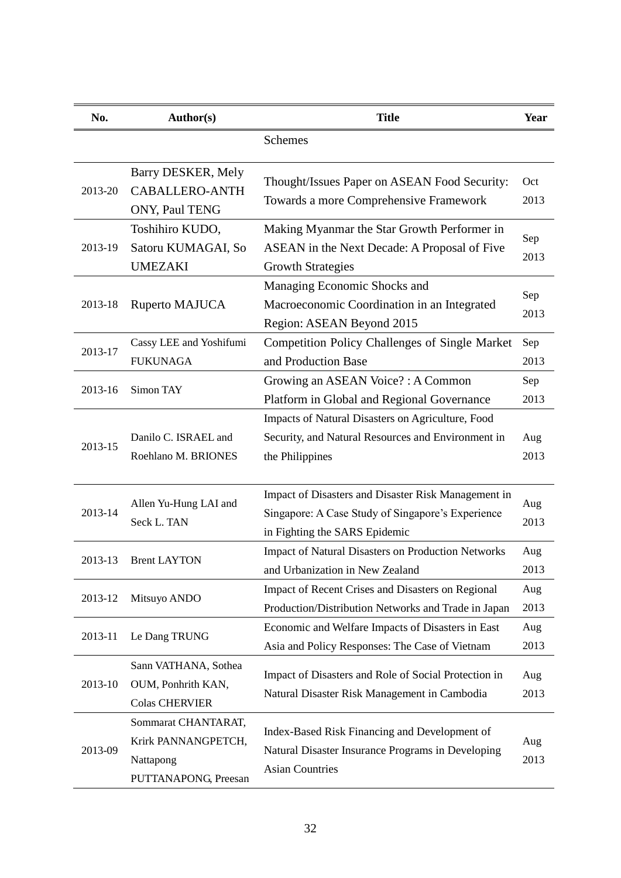| No. | Author(s) | Title | Year |
|---|---|---|---|
| | | Schemes | |
| 2013-20 | Barry DESKER, Mely CABALLERO-ANTHONY, Paul TENG | Thought/Issues Paper on ASEAN Food Security: Towards a more Comprehensive Framework | Oct 2013 |
| 2013-19 | Toshihiro KUDO, Satoru KUMAGAI, So UMEZAKI | Making Myanmar the Star Growth Performer in ASEAN in the Next Decade: A Proposal of Five Growth Strategies | Sep 2013 |
| 2013-18 | Ruperto MAJUCA | Managing Economic Shocks and Macroeconomic Coordination in an Integrated Region: ASEAN Beyond 2015 | Sep 2013 |
| 2013-17 | Cassy LEE and Yoshifumi FUKUNAGA | Competition Policy Challenges of Single Market and Production Base | Sep 2013 |
| 2013-16 | Simon TAY | Growing an ASEAN Voice? : A Common Platform in Global and Regional Governance | Sep 2013 |
| 2013-15 | Danilo C. ISRAEL and Roehlano M. BRIONES | Impacts of Natural Disasters on Agriculture, Food Security, and Natural Resources and Environment in the Philippines | Aug 2013 |
| 2013-14 | Allen Yu-Hung LAI and Seck L. TAN | Impact of Disasters and Disaster Risk Management in Singapore: A Case Study of Singapore's Experience in Fighting the SARS Epidemic | Aug 2013 |
| 2013-13 | Brent LAYTON | Impact of Natural Disasters on Production Networks and Urbanization in New Zealand | Aug 2013 |
| 2013-12 | Mitsuyo ANDO | Impact of Recent Crises and Disasters on Regional Production/Distribution Networks and Trade in Japan | Aug 2013 |
| 2013-11 | Le Dang TRUNG | Economic and Welfare Impacts of Disasters in East Asia and Policy Responses: The Case of Vietnam | Aug 2013 |
| 2013-10 | Sann VATHANA, Sothea OUM, Ponhrith KAN, Colas CHERVIER | Impact of Disasters and Role of Social Protection in Natural Disaster Risk Management in Cambodia | Aug 2013 |
| 2013-09 | Sommarat CHANTARAT, Krirk PANNANGPETCH, Nattapong PUTTANAPONG, Preesan | Index-Based Risk Financing and Development of Natural Disaster Insurance Programs in Developing Asian Countries | Aug 2013 |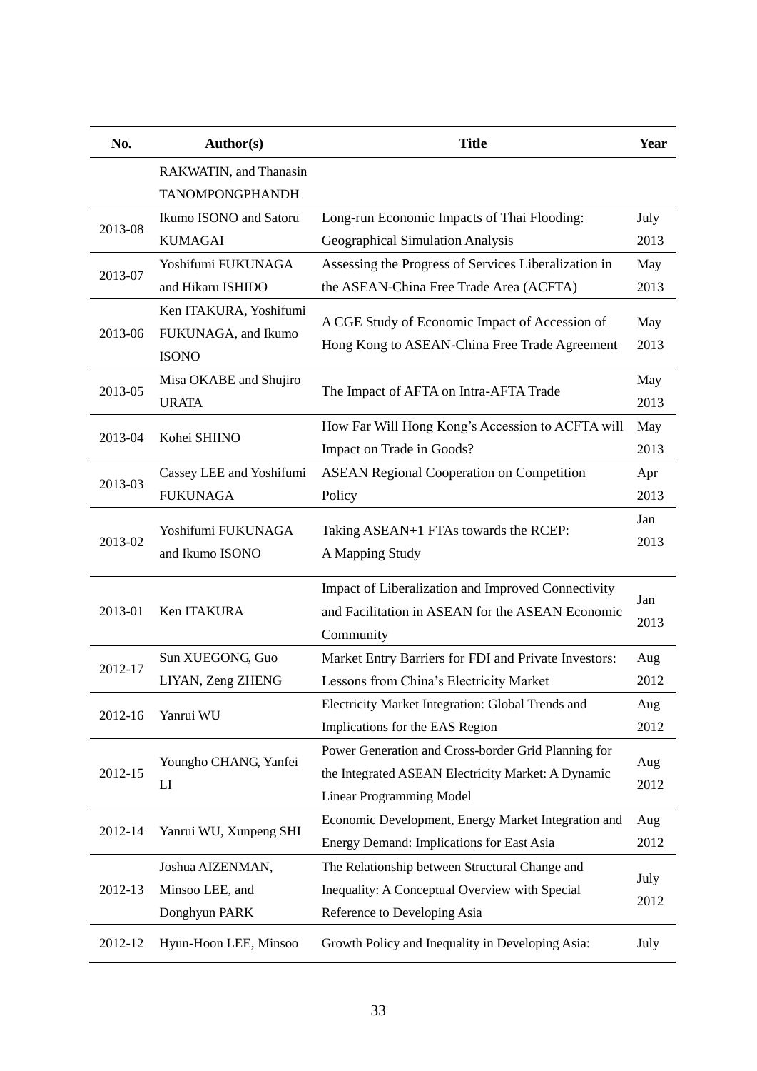| No. | Author(s) | Title | Year |
|---|---|---|---|
| | RAKWATIN, and Thanasin TANOMPONGPHANDH | | |
| 2013-08 | Ikumo ISONO and Satoru KUMAGAI | Long-run Economic Impacts of Thai Flooding: Geographical Simulation Analysis | July 2013 |
| 2013-07 | Yoshifumi FUKUNAGA and Hikaru ISHIDO | Assessing the Progress of Services Liberalization in the ASEAN-China Free Trade Area (ACFTA) | May 2013 |
| 2013-06 | Ken ITAKURA, Yoshifumi FUKUNAGA, and Ikumo ISONO | A CGE Study of Economic Impact of Accession of Hong Kong to ASEAN-China Free Trade Agreement | May 2013 |
| 2013-05 | Misa OKABE and Shujiro URATA | The Impact of AFTA on Intra-AFTA Trade | May 2013 |
| 2013-04 | Kohei SHIINO | How Far Will Hong Kong's Accession to ACFTA will Impact on Trade in Goods? | May 2013 |
| 2013-03 | Cassey LEE and Yoshifumi FUKUNAGA | ASEAN Regional Cooperation on Competition Policy | Apr 2013 |
| 2013-02 | Yoshifumi FUKUNAGA and Ikumo ISONO | Taking ASEAN+1 FTAs towards the RCEP: A Mapping Study | Jan 2013 |
| 2013-01 | Ken ITAKURA | Impact of Liberalization and Improved Connectivity and Facilitation in ASEAN for the ASEAN Economic Community | Jan 2013 |
| 2012-17 | Sun XUEGONG, Guo LIYAN, Zeng ZHENG | Market Entry Barriers for FDI and Private Investors: Lessons from China's Electricity Market | Aug 2012 |
| 2012-16 | Yanrui WU | Electricity Market Integration: Global Trends and Implications for the EAS Region | Aug 2012 |
| 2012-15 | Youngho CHANG, Yanfei LI | Power Generation and Cross-border Grid Planning for the Integrated ASEAN Electricity Market: A Dynamic Linear Programming Model | Aug 2012 |
| 2012-14 | Yanrui WU, Xunpeng SHI | Economic Development, Energy Market Integration and Energy Demand: Implications for East Asia | Aug 2012 |
| 2012-13 | Joshua AIZENMAN, Minsoo LEE, and Donghyun PARK | The Relationship between Structural Change and Inequality: A Conceptual Overview with Special Reference to Developing Asia | July 2012 |
| 2012-12 | Hyun-Hoon LEE, Minsoo | Growth Policy and Inequality in Developing Asia: | July |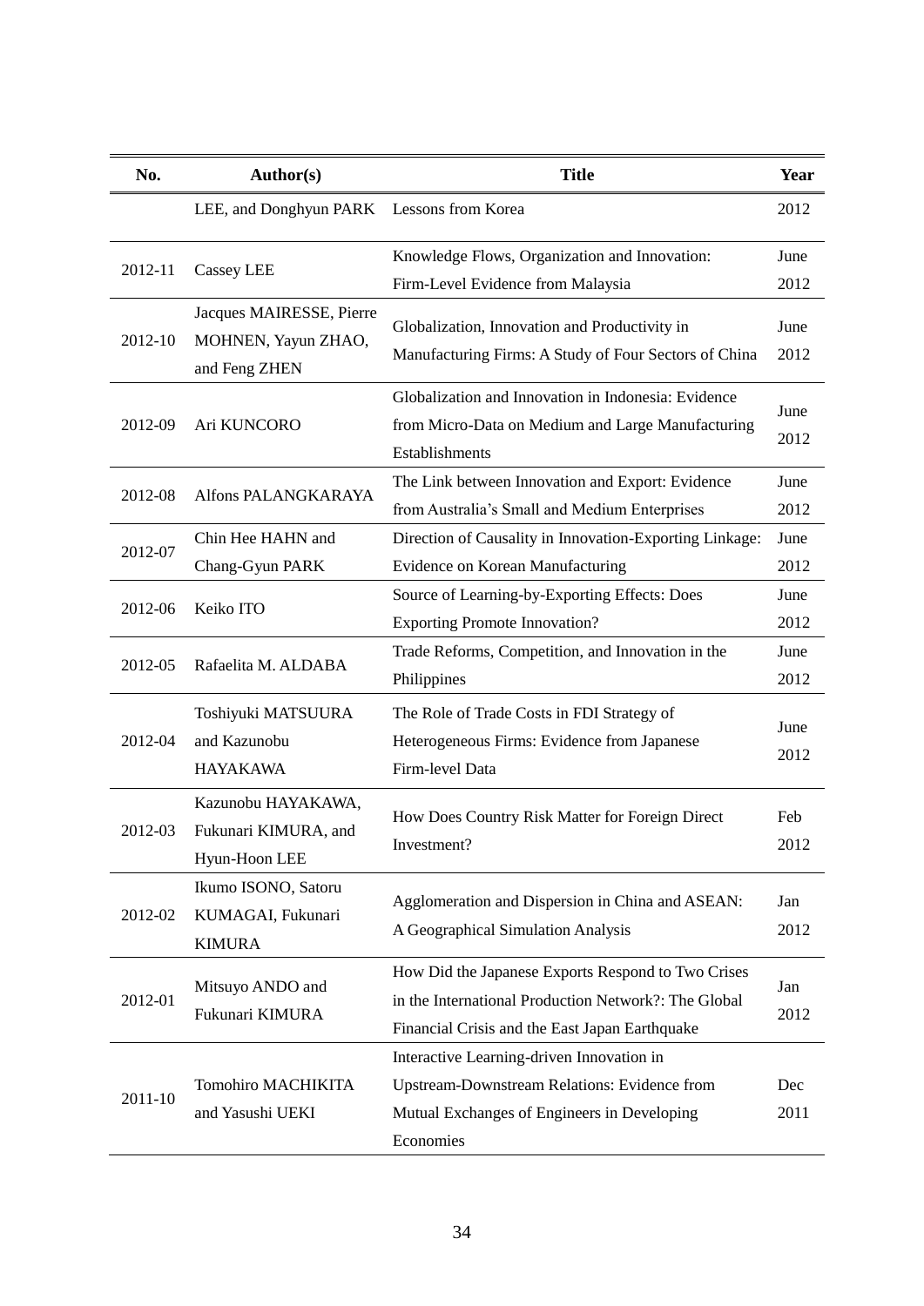| No. | Author(s) | Title | Year |
|---|---|---|---|
| | LEE, and Donghyun PARK | Lessons from Korea | 2012 |
| 2012-11 | Cassey LEE | Knowledge Flows, Organization and Innovation: Firm-Level Evidence from Malaysia | June 2012 |
| 2012-10 | Jacques MAIRESSE, Pierre MOHNEN, Yayun ZHAO, and Feng ZHEN | Globalization, Innovation and Productivity in Manufacturing Firms: A Study of Four Sectors of China | June 2012 |
| 2012-09 | Ari KUNCORO | Globalization and Innovation in Indonesia: Evidence from Micro-Data on Medium and Large Manufacturing Establishments | June 2012 |
| 2012-08 | Alfons PALANGKARAYA | The Link between Innovation and Export: Evidence from Australia's Small and Medium Enterprises | June 2012 |
| 2012-07 | Chin Hee HAHN and Chang-Gyun PARK | Direction of Causality in Innovation-Exporting Linkage: Evidence on Korean Manufacturing | June 2012 |
| 2012-06 | Keiko ITO | Source of Learning-by-Exporting Effects: Does Exporting Promote Innovation? | June 2012 |
| 2012-05 | Rafaelita M. ALDABA | Trade Reforms, Competition, and Innovation in the Philippines | June 2012 |
| 2012-04 | Toshiyuki MATSUURA and Kazunobu HAYAKAWA | The Role of Trade Costs in FDI Strategy of Heterogeneous Firms: Evidence from Japanese Firm-level Data | June 2012 |
| 2012-03 | Kazunobu HAYAKAWA, Fukunari KIMURA, and Hyun-Hoon LEE | How Does Country Risk Matter for Foreign Direct Investment? | Feb 2012 |
| 2012-02 | Ikumo ISONO, Satoru KUMAGAI, Fukunari KIMURA | Agglomeration and Dispersion in China and ASEAN: A Geographical Simulation Analysis | Jan 2012 |
| 2012-01 | Mitsuyo ANDO and Fukunari KIMURA | How Did the Japanese Exports Respond to Two Crises in the International Production Network?: The Global Financial Crisis and the East Japan Earthquake | Jan 2012 |
| 2011-10 | Tomohiro MACHIKITA and Yasushi UEKI | Interactive Learning-driven Innovation in Upstream-Downstream Relations: Evidence from Mutual Exchanges of Engineers in Developing Economies | Dec 2011 |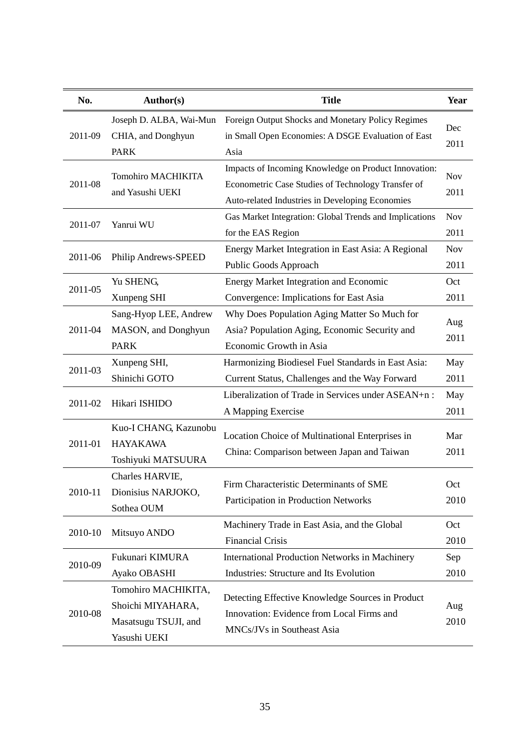| No. | Author(s) | Title | Year |
|---|---|---|---|
| 2011-09 | Joseph D. ALBA, Wai-Mun CHIA, and Donghyun PARK | Foreign Output Shocks and Monetary Policy Regimes in Small Open Economies: A DSGE Evaluation of East Asia | Dec 2011 |
| 2011-08 | Tomohiro MACHIKITA and Yasushi UEKI | Impacts of Incoming Knowledge on Product Innovation: Econometric Case Studies of Technology Transfer of Auto-related Industries in Developing Economies | Nov 2011 |
| 2011-07 | Yanrui WU | Gas Market Integration: Global Trends and Implications for the EAS Region | Nov 2011 |
| 2011-06 | Philip Andrews-SPEED | Energy Market Integration in East Asia: A Regional Public Goods Approach | Nov 2011 |
| 2011-05 | Yu SHENG, Xunpeng SHI | Energy Market Integration and Economic Convergence: Implications for East Asia | Oct 2011 |
| 2011-04 | Sang-Hyop LEE, Andrew MASON, and Donghyun PARK | Why Does Population Aging Matter So Much for Asia? Population Aging, Economic Security and Economic Growth in Asia | Aug 2011 |
| 2011-03 | Xunpeng SHI, Shinichi GOTO | Harmonizing Biodiesel Fuel Standards in East Asia: Current Status, Challenges and the Way Forward | May 2011 |
| 2011-02 | Hikari ISHIDO | Liberalization of Trade in Services under ASEAN+n : A Mapping Exercise | May 2011 |
| 2011-01 | Kuo-I CHANG, Kazunobu HAYAKAWA Toshiyuki MATSUURA | Location Choice of Multinational Enterprises in China: Comparison between Japan and Taiwan | Mar 2011 |
| 2010-11 | Charles HARVIE, Dionisius NARJOKO, Sothea OUM | Firm Characteristic Determinants of SME Participation in Production Networks | Oct 2010 |
| 2010-10 | Mitsuyo ANDO | Machinery Trade in East Asia, and the Global Financial Crisis | Oct 2010 |
| 2010-09 | Fukunari KIMURA Ayako OBASHI | International Production Networks in Machinery Industries: Structure and Its Evolution | Sep 2010 |
| 2010-08 | Tomohiro MACHIKITA, Shoichi MIYAHARA, Masatsugu TSUJI, and Yasushi UEKI | Detecting Effective Knowledge Sources in Product Innovation: Evidence from Local Firms and MNCs/JVs in Southeast Asia | Aug 2010 |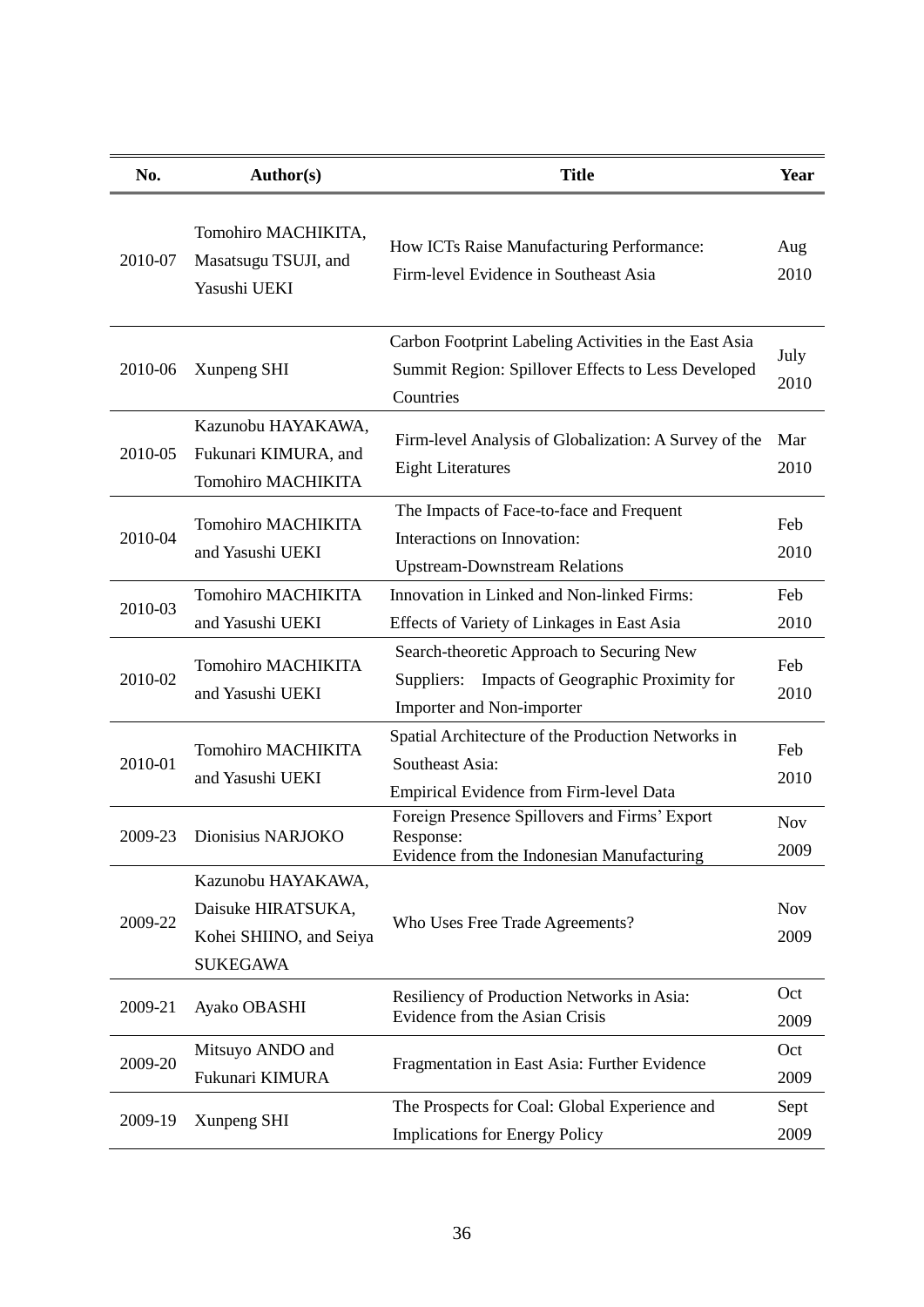| No. | Author(s) | Title | Year |
|---|---|---|---|
| 2010-07 | Tomohiro MACHIKITA, Masatsugu TSUJI, and Yasushi UEKI | How ICTs Raise Manufacturing Performance: Firm-level Evidence in Southeast Asia | Aug 2010 |
| 2010-06 | Xunpeng SHI | Carbon Footprint Labeling Activities in the East Asia Summit Region: Spillover Effects to Less Developed Countries | July 2010 |
| 2010-05 | Kazunobu HAYAKAWA, Fukunari KIMURA, and Tomohiro MACHIKITA | Firm-level Analysis of Globalization: A Survey of the Eight Literatures | Mar 2010 |
| 2010-04 | Tomohiro MACHIKITA and Yasushi UEKI | The Impacts of Face-to-face and Frequent Interactions on Innovation: Upstream-Downstream Relations | Feb 2010 |
| 2010-03 | Tomohiro MACHIKITA and Yasushi UEKI | Innovation in Linked and Non-linked Firms: Effects of Variety of Linkages in East Asia | Feb 2010 |
| 2010-02 | Tomohiro MACHIKITA and Yasushi UEKI | Search-theoretic Approach to Securing New Suppliers: Impacts of Geographic Proximity for Importer and Non-importer | Feb 2010 |
| 2010-01 | Tomohiro MACHIKITA and Yasushi UEKI | Spatial Architecture of the Production Networks in Southeast Asia: Empirical Evidence from Firm-level Data | Feb 2010 |
| 2009-23 | Dionisius NARJOKO | Foreign Presence Spillovers and Firms' Export Response: Evidence from the Indonesian Manufacturing | Nov 2009 |
| 2009-22 | Kazunobu HAYAKAWA, Daisuke HIRATSUKA, Kohei SHIINO, and Seiya SUKEGAWA | Who Uses Free Trade Agreements? | Nov 2009 |
| 2009-21 | Ayako OBASHI | Resiliency of Production Networks in Asia: Evidence from the Asian Crisis | Oct 2009 |
| 2009-20 | Mitsuyo ANDO and Fukunari KIMURA | Fragmentation in East Asia: Further Evidence | Oct 2009 |
| 2009-19 | Xunpeng SHI | The Prospects for Coal: Global Experience and Implications for Energy Policy | Sept 2009 |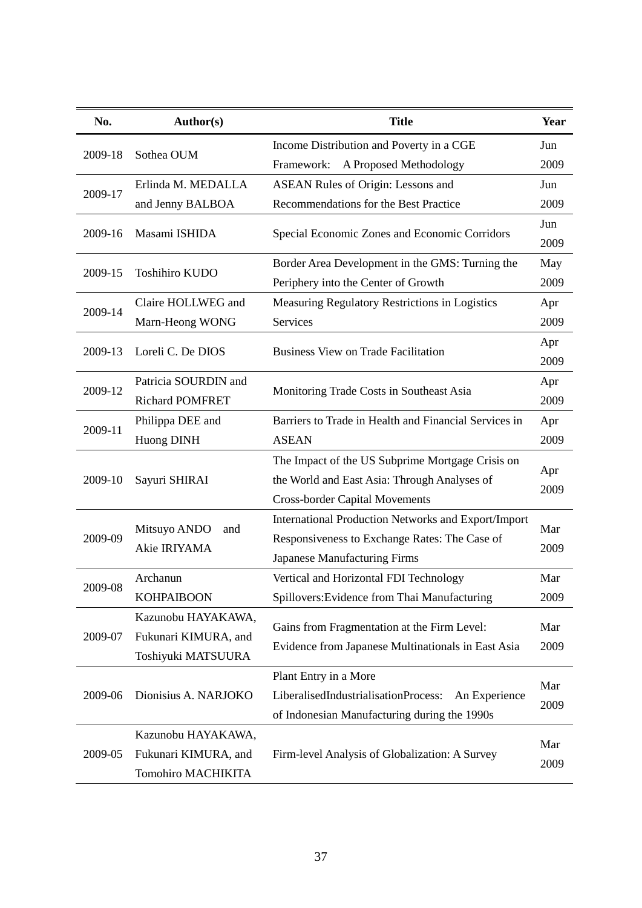| No. | Author(s) | Title | Year |
|---|---|---|---|
| 2009-18 | Sothea OUM | Income Distribution and Poverty in a CGE Framework: A Proposed Methodology | Jun 2009 |
| 2009-17 | Erlinda M. MEDALLA and Jenny BALBOA | ASEAN Rules of Origin: Lessons and Recommendations for the Best Practice | Jun 2009 |
| 2009-16 | Masami ISHIDA | Special Economic Zones and Economic Corridors | Jun 2009 |
| 2009-15 | Toshihiro KUDO | Border Area Development in the GMS: Turning the Periphery into the Center of Growth | May 2009 |
| 2009-14 | Claire HOLLWEG and Marn-Heong WONG | Measuring Regulatory Restrictions in Logistics Services | Apr 2009 |
| 2009-13 | Loreli C. De DIOS | Business View on Trade Facilitation | Apr 2009 |
| 2009-12 | Patricia SOURDIN and Richard POMFRET | Monitoring Trade Costs in Southeast Asia | Apr 2009 |
| 2009-11 | Philippa DEE and Huong DINH | Barriers to Trade in Health and Financial Services in ASEAN | Apr 2009 |
| 2009-10 | Sayuri SHIRAI | The Impact of the US Subprime Mortgage Crisis on the World and East Asia: Through Analyses of Cross-border Capital Movements | Apr 2009 |
| 2009-09 | Mitsuyo ANDO and Akie IRIYAMA | International Production Networks and Export/Import Responsiveness to Exchange Rates: The Case of Japanese Manufacturing Firms | Mar 2009 |
| 2009-08 | Archanun KOHPAIBOON | Vertical and Horizontal FDI Technology Spillovers:Evidence from Thai Manufacturing | Mar 2009 |
| 2009-07 | Kazunobu HAYAKAWA, Fukunari KIMURA, and Toshiyuki MATSUURA | Gains from Fragmentation at the Firm Level: Evidence from Japanese Multinationals in East Asia | Mar 2009 |
| 2009-06 | Dionisius A. NARJOKO | Plant Entry in a More LiberalisedIndustrialisationProcess: An Experience of Indonesian Manufacturing during the 1990s | Mar 2009 |
| 2009-05 | Kazunobu HAYAKAWA, Fukunari KIMURA, and Tomohiro MACHIKITA | Firm-level Analysis of Globalization: A Survey | Mar 2009 |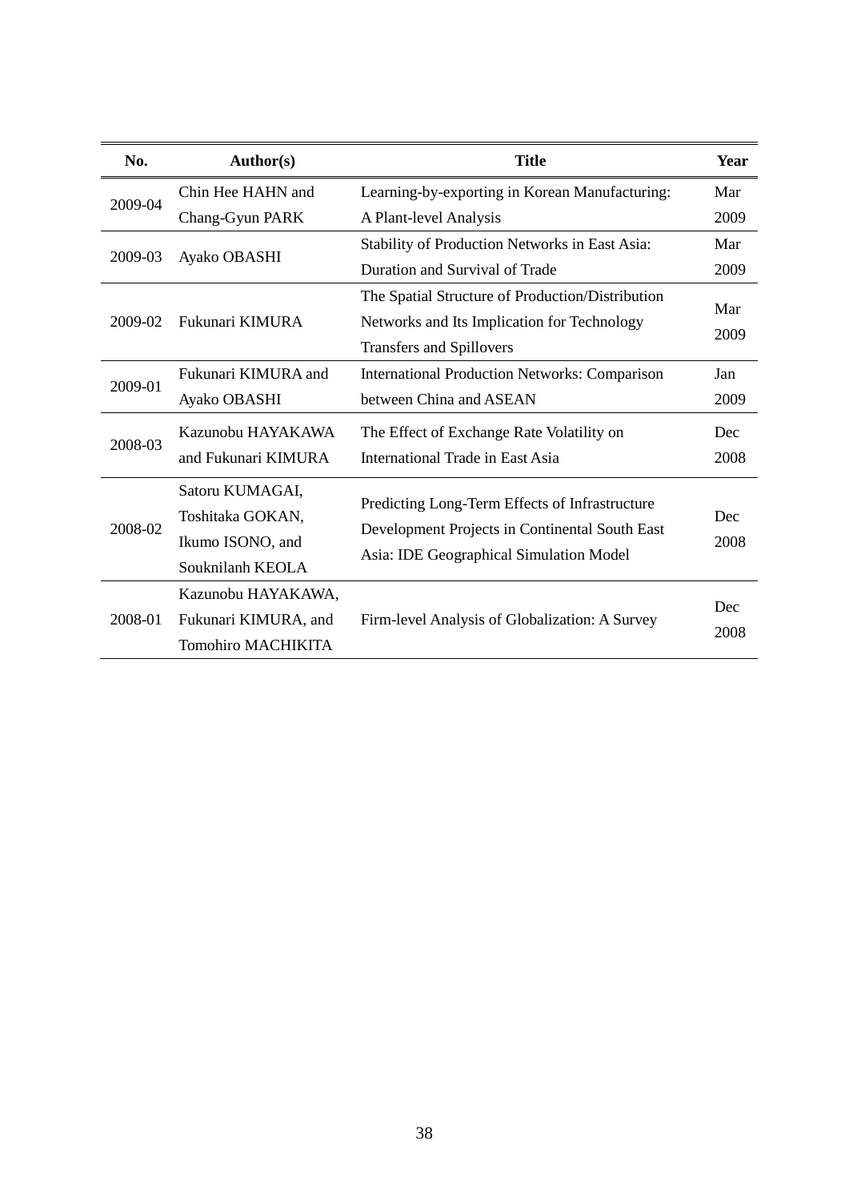| No. | Author(s) | Title | Year |
| --- | --- | --- | --- |
| 2009-04 | Chin Hee HAHN and Chang-Gyun PARK | Learning-by-exporting in Korean Manufacturing: A Plant-level Analysis | Mar 2009 |
| 2009-03 | Ayako OBASHI | Stability of Production Networks in East Asia: Duration and Survival of Trade | Mar 2009 |
| 2009-02 | Fukunari KIMURA | The Spatial Structure of Production/Distribution Networks and Its Implication for Technology Transfers and Spillovers | Mar 2009 |
| 2009-01 | Fukunari KIMURA and Ayako OBASHI | International Production Networks: Comparison between China and ASEAN | Jan 2009 |
| 2008-03 | Kazunobu HAYAKAWA and Fukunari KIMURA | The Effect of Exchange Rate Volatility on International Trade in East Asia | Dec 2008 |
| 2008-02 | Satoru KUMAGAI, Toshitaka GOKAN, Ikumo ISONO, and Souknilanh KEOLA | Predicting Long-Term Effects of Infrastructure Development Projects in Continental South East Asia: IDE Geographical Simulation Model | Dec 2008 |
| 2008-01 | Kazunobu HAYAKAWA, Fukunari KIMURA, and Tomohiro MACHIKITA | Firm-level Analysis of Globalization: A Survey | Dec 2008 |